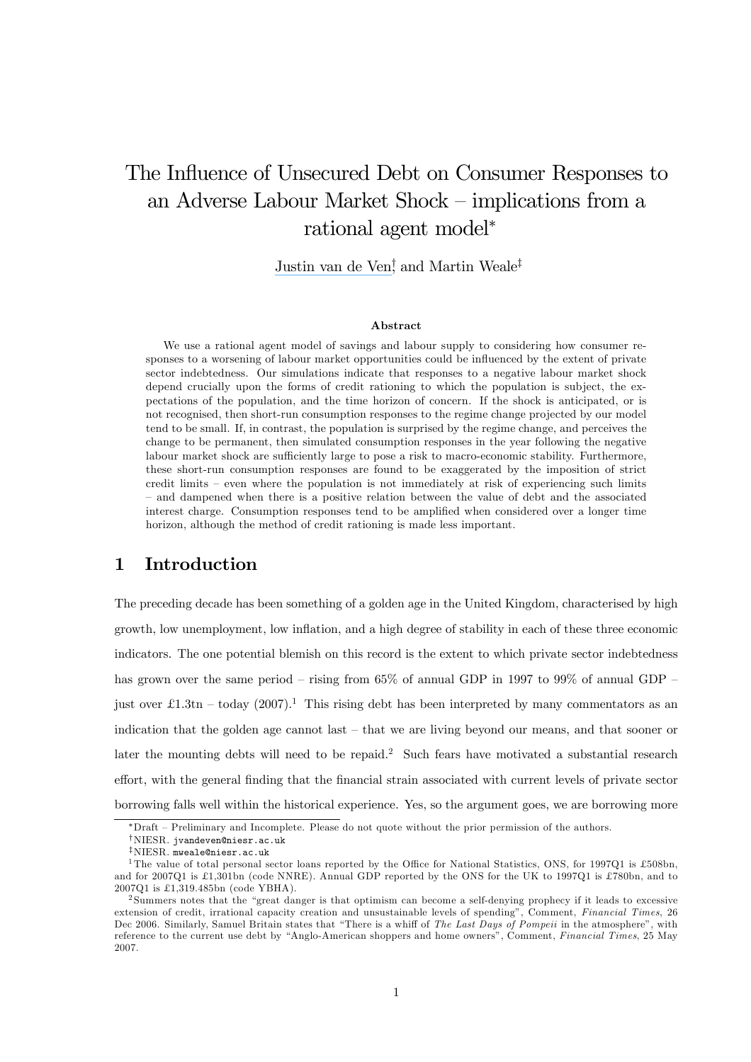# The Influence of Unsecured Debt on Consumer Responses to an Adverse Labour Market Shock – implications from a rational agent model*

Justin van de Ven[†] and Martin Weale[‡]

### Abstract

We use a rational agent model of savings and labour supply to considering how consumer responses to a worsening of labour market opportunities could be influenced by the extent of private sector indebtedness. Our simulations indicate that responses to a negative labour market shock depend crucially upon the forms of credit rationing to which the population is subject, the expectations of the population, and the time horizon of concern. If the shock is anticipated, or is not recognised, then short-run consumption responses to the regime change projected by our model tend to be small. If, in contrast, the population is surprised by the regime change, and perceives the change to be permanent, then simulated consumption responses in the year following the negative labour market shock are sufficiently large to pose a risk to macro-economic stability. Furthermore, these short-run consumption responses are found to be exaggerated by the imposition of strict credit limits – even where the population is not immediately at risk of experiencing such limits – and dampened when there is a positive relation between the value of debt and the associated interest charge. Consumption responses tend to be amplified when considered over a longer time horizon, although the method of credit rationing is made less important.

## 1 Introduction

The preceding decade has been something of a golden age in the United Kingdom, characterised by high growth, low unemployment, low inflation, and a high degree of stability in each of these three economic indicators. The one potential blemish on this record is the extent to which private sector indebtedness has grown over the same period – rising from 65% of annual GDP in 1997 to 99% of annual GDP – just over £1.3tn – today (2007).[1] This rising debt has been interpreted by many commentators as an indication that the golden age cannot last – that we are living beyond our means, and that sooner or later the mounting debts will need to be repaid.[2] Such fears have motivated a substantial research effort, with the general finding that the financial strain associated with current levels of private sector borrowing falls well within the historical experience. Yes, so the argument goes, we are borrowing more

---

*Draft – Preliminary and Incomplete. Please do not quote without the prior permission of the authors.

†NIESR. jvandeven@niesr.ac.uk

‡NIESR. mweale@niesr.ac.uk

[1] The value of total personal sector loans reported by the Office for National Statistics, ONS, for 1997Q1 is £508bn, and for 2007Q1 is £1,301bn (code NNRE). Annual GDP reported by the ONS for the UK to 1997Q1 is £780bn, and to 2007Q1 is £1,319.485bn (code YBHA).

[2] Summers notes that the "great danger is that optimism can become a self-denying prophecy if it leads to excessive extension of credit, irrational capacity creation and unsustainable levels of spending", Comment, *Financial Times*, 26 Dec 2006. Similarly, Samuel Britain states that "There is a whiff of *The Last Days of Pompeii* in the atmosphere", with reference to the current use debt by "Anglo-American shoppers and home owners", Comment, *Financial Times*, 25 May 2007.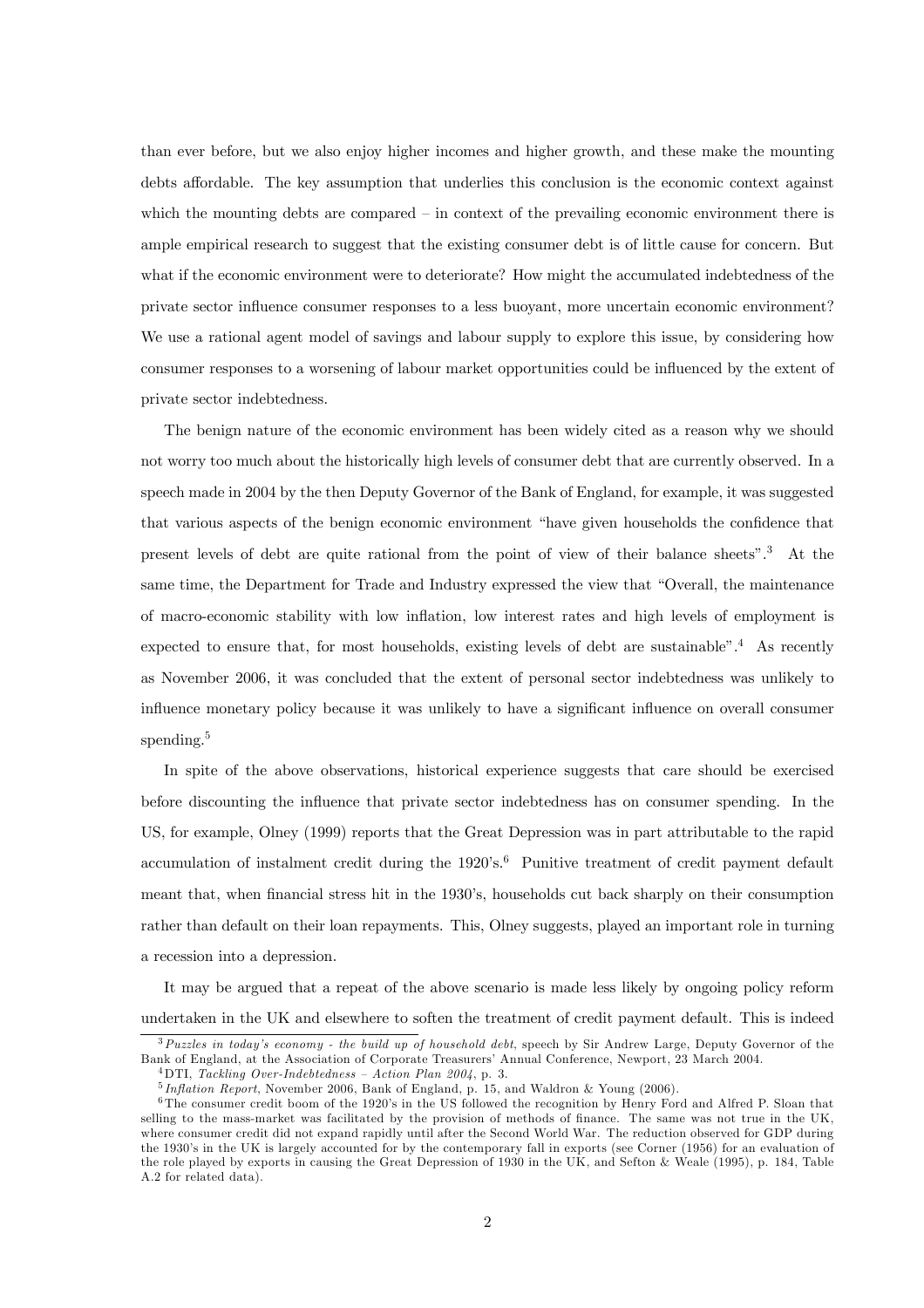than ever before, but we also enjoy higher incomes and higher growth, and these make the mounting debts affordable. The key assumption that underlies this conclusion is the economic context against which the mounting debts are compared – in context of the prevailing economic environment there is ample empirical research to suggest that the existing consumer debt is of little cause for concern. But what if the economic environment were to deteriorate? How might the accumulated indebtedness of the private sector influence consumer responses to a less buoyant, more uncertain economic environment? We use a rational agent model of savings and labour supply to explore this issue, by considering how consumer responses to a worsening of labour market opportunities could be influenced by the extent of private sector indebtedness.

The benign nature of the economic environment has been widely cited as a reason why we should not worry too much about the historically high levels of consumer debt that are currently observed. In a speech made in 2004 by the then Deputy Governor of the Bank of England, for example, it was suggested that various aspects of the benign economic environment "have given households the confidence that present levels of debt are quite rational from the point of view of their balance sheets".[3] At the same time, the Department for Trade and Industry expressed the view that "Overall, the maintenance of macro-economic stability with low inflation, low interest rates and high levels of employment is expected to ensure that, for most households, existing levels of debt are sustainable".[4] As recently as November 2006, it was concluded that the extent of personal sector indebtedness was unlikely to influence monetary policy because it was unlikely to have a significant influence on overall consumer spending.[5]

In spite of the above observations, historical experience suggests that care should be exercised before discounting the influence that private sector indebtedness has on consumer spending. In the US, for example, Olney (1999) reports that the Great Depression was in part attributable to the rapid accumulation of instalment credit during the 1920's.[6] Punitive treatment of credit payment default meant that, when financial stress hit in the 1930's, households cut back sharply on their consumption rather than default on their loan repayments. This, Olney suggests, played an important role in turning a recession into a depression.

It may be argued that a repeat of the above scenario is made less likely by ongoing policy reform undertaken in the UK and elsewhere to soften the treatment of credit payment default. This is indeed

[3] *Puzzles in today's economy - the build up of household debt*, speech by Sir Andrew Large, Deputy Governor of the Bank of England, at the Association of Corporate Treasurers' Annual Conference, Newport, 23 March 2004.

[4] DTI, *Tackling Over-Indebtedness – Action Plan 2004*, p. 3.

[5] *Inflation Report*, November 2006, Bank of England, p. 15, and Waldron & Young (2006).

[6] The consumer credit boom of the 1920's in the US followed the recognition by Henry Ford and Alfred P. Sloan that selling to the mass-market was facilitated by the provision of methods of finance. The same was not true in the UK, where consumer credit did not expand rapidly until after the Second World War. The reduction observed for GDP during the 1930's in the UK is largely accounted for by the contemporary fall in exports (see Corner (1956) for an evaluation of the role played by exports in causing the Great Depression of 1930 in the UK, and Sefton & Weale (1995), p. 184, Table A.2 for related data).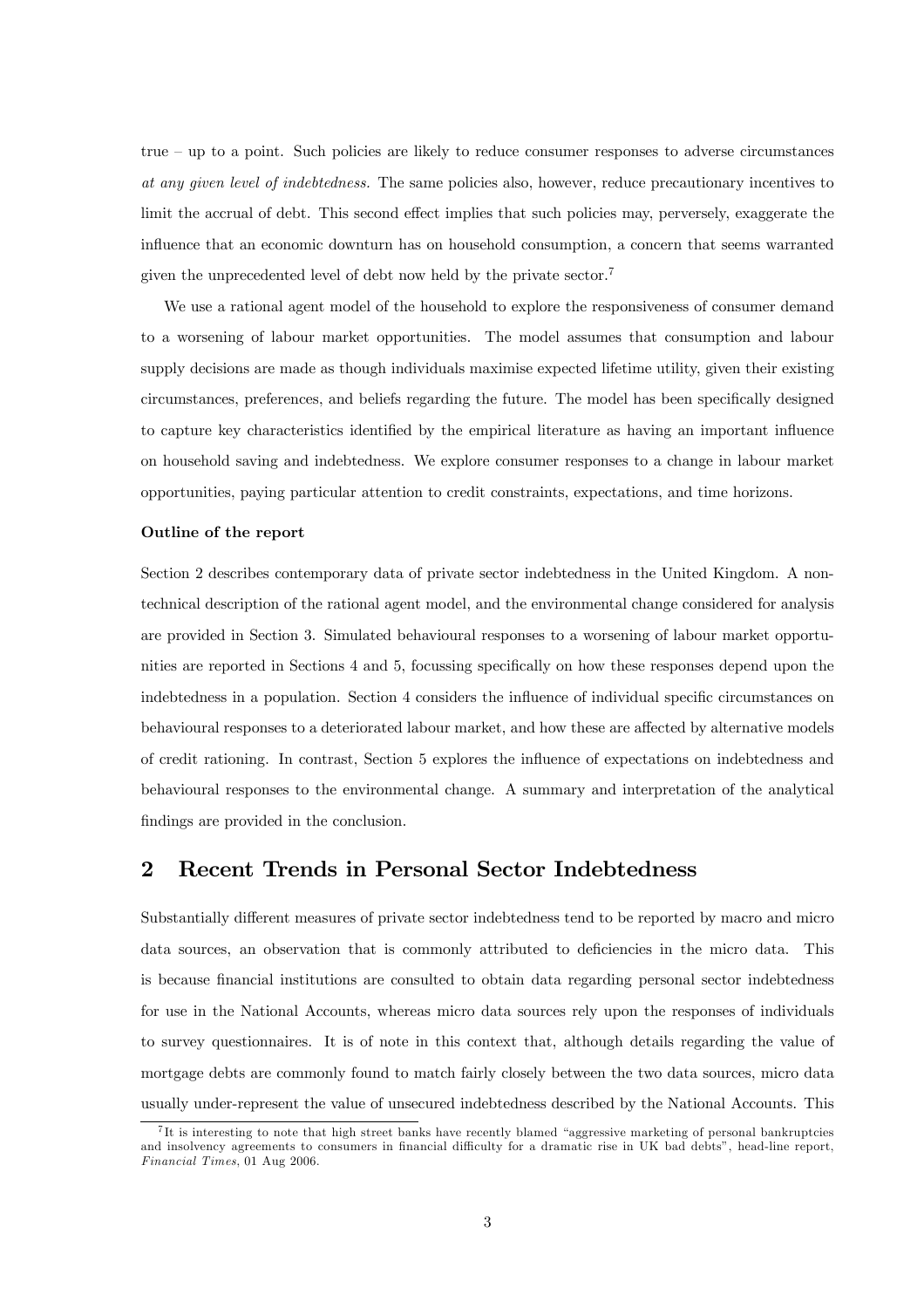true – up to a point. Such policies are likely to reduce consumer responses to adverse circumstances *at any given level of indebtedness.* The same policies also, however, reduce precautionary incentives to limit the accrual of debt. This second effect implies that such policies may, perversely, exaggerate the influence that an economic downturn has on household consumption, a concern that seems warranted given the unprecedented level of debt now held by the private sector.[7]

We use a rational agent model of the household to explore the responsiveness of consumer demand to a worsening of labour market opportunities. The model assumes that consumption and labour supply decisions are made as though individuals maximise expected lifetime utility, given their existing circumstances, preferences, and beliefs regarding the future. The model has been specifically designed to capture key characteristics identified by the empirical literature as having an important influence on household saving and indebtedness. We explore consumer responses to a change in labour market opportunities, paying particular attention to credit constraints, expectations, and time horizons.

**Outline of the report**

Section 2 describes contemporary data of private sector indebtedness in the United Kingdom. A non-technical description of the rational agent model, and the environmental change considered for analysis are provided in Section 3. Simulated behavioural responses to a worsening of labour market opportunities are reported in Sections 4 and 5, focussing specifically on how these responses depend upon the indebtedness in a population. Section 4 considers the influence of individual specific circumstances on behavioural responses to a deteriorated labour market, and how these are affected by alternative models of credit rationing. In contrast, Section 5 explores the influence of expectations on indebtedness and behavioural responses to the environmental change. A summary and interpretation of the analytical findings are provided in the conclusion.

## 2 Recent Trends in Personal Sector Indebtedness

Substantially different measures of private sector indebtedness tend to be reported by macro and micro data sources, an observation that is commonly attributed to deficiencies in the micro data. This is because financial institutions are consulted to obtain data regarding personal sector indebtedness for use in the National Accounts, whereas micro data sources rely upon the responses of individuals to survey questionnaires. It is of note in this context that, although details regarding the value of mortgage debts are commonly found to match fairly closely between the two data sources, micro data usually under-represent the value of unsecured indebtedness described by the National Accounts. This

[7] It is interesting to note that high street banks have recently blamed "aggressive marketing of personal bankruptcies and insolvency agreements to consumers in financial difficulty for a dramatic rise in UK bad debts", head-line report, *Financial Times*, 01 Aug 2006.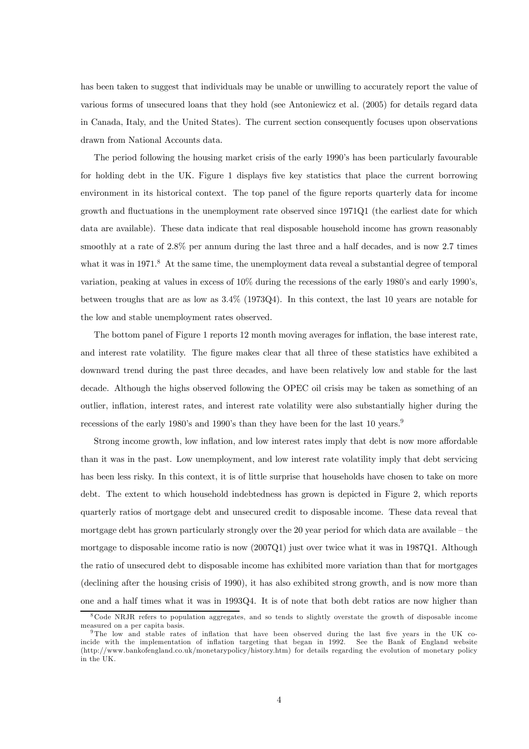has been taken to suggest that individuals may be unable or unwilling to accurately report the value of various forms of unsecured loans that they hold (see Antoniewicz et al. (2005) for details regard data in Canada, Italy, and the United States). The current section consequently focuses upon observations drawn from National Accounts data.

The period following the housing market crisis of the early 1990's has been particularly favourable for holding debt in the UK. Figure 1 displays five key statistics that place the current borrowing environment in its historical context. The top panel of the figure reports quarterly data for income growth and fluctuations in the unemployment rate observed since 1971Q1 (the earliest date for which data are available). These data indicate that real disposable household income has grown reasonably smoothly at a rate of 2.8% per annum during the last three and a half decades, and is now 2.7 times what it was in 1971.[8] At the same time, the unemployment data reveal a substantial degree of temporal variation, peaking at values in excess of 10% during the recessions of the early 1980's and early 1990's, between troughs that are as low as 3.4% (1973Q4). In this context, the last 10 years are notable for the low and stable unemployment rates observed.

The bottom panel of Figure 1 reports 12 month moving averages for inflation, the base interest rate, and interest rate volatility. The figure makes clear that all three of these statistics have exhibited a downward trend during the past three decades, and have been relatively low and stable for the last decade. Although the highs observed following the OPEC oil crisis may be taken as something of an outlier, inflation, interest rates, and interest rate volatility were also substantially higher during the recessions of the early 1980's and 1990's than they have been for the last 10 years.[9]

Strong income growth, low inflation, and low interest rates imply that debt is now more affordable than it was in the past. Low unemployment, and low interest rate volatility imply that debt servicing has been less risky. In this context, it is of little surprise that households have chosen to take on more debt. The extent to which household indebtedness has grown is depicted in Figure 2, which reports quarterly ratios of mortgage debt and unsecured credit to disposable income. These data reveal that mortgage debt has grown particularly strongly over the 20 year period for which data are available – the mortgage to disposable income ratio is now (2007Q1) just over twice what it was in 1987Q1. Although the ratio of unsecured debt to disposable income has exhibited more variation than that for mortgages (declining after the housing crisis of 1990), it has also exhibited strong growth, and is now more than one and a half times what it was in 1993Q4. It is of note that both debt ratios are now higher than

[8] Code NRJR refers to population aggregates, and so tends to slightly overstate the growth of disposable income measured on a per capita basis.

[9] The low and stable rates of inflation that have been observed during the last five years in the UK coincide with the implementation of inflation targeting that began in 1992. See the Bank of England website (http://www.bankofengland.co.uk/monetarypolicy/history.htm) for details regarding the evolution of monetary policy in the UK.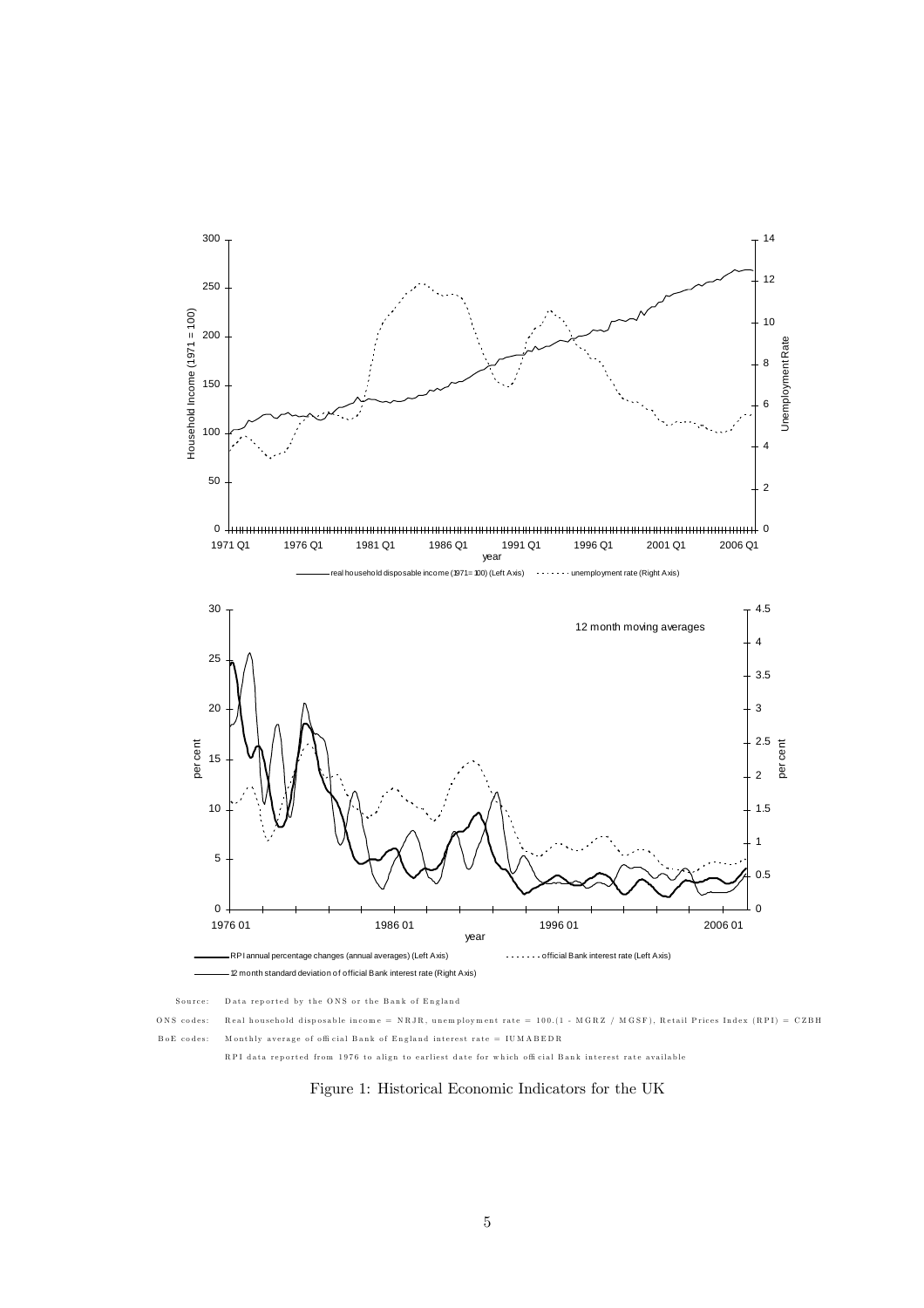Source: Data reported by the ONS or the Bank of England

ONS codes: Real household disposable income = NRJR, unemployment rate = 100.(1 - MGRZ / MGSF), Retail Prices Index (RPI) = CZBH

BoE codes: Monthly average of official Bank of England interest rate = IUMABEDR

RPI data reported from 1976 to align to earliest date for which official Bank interest rate available

Figure 1: Historical Economic Indicators for the UK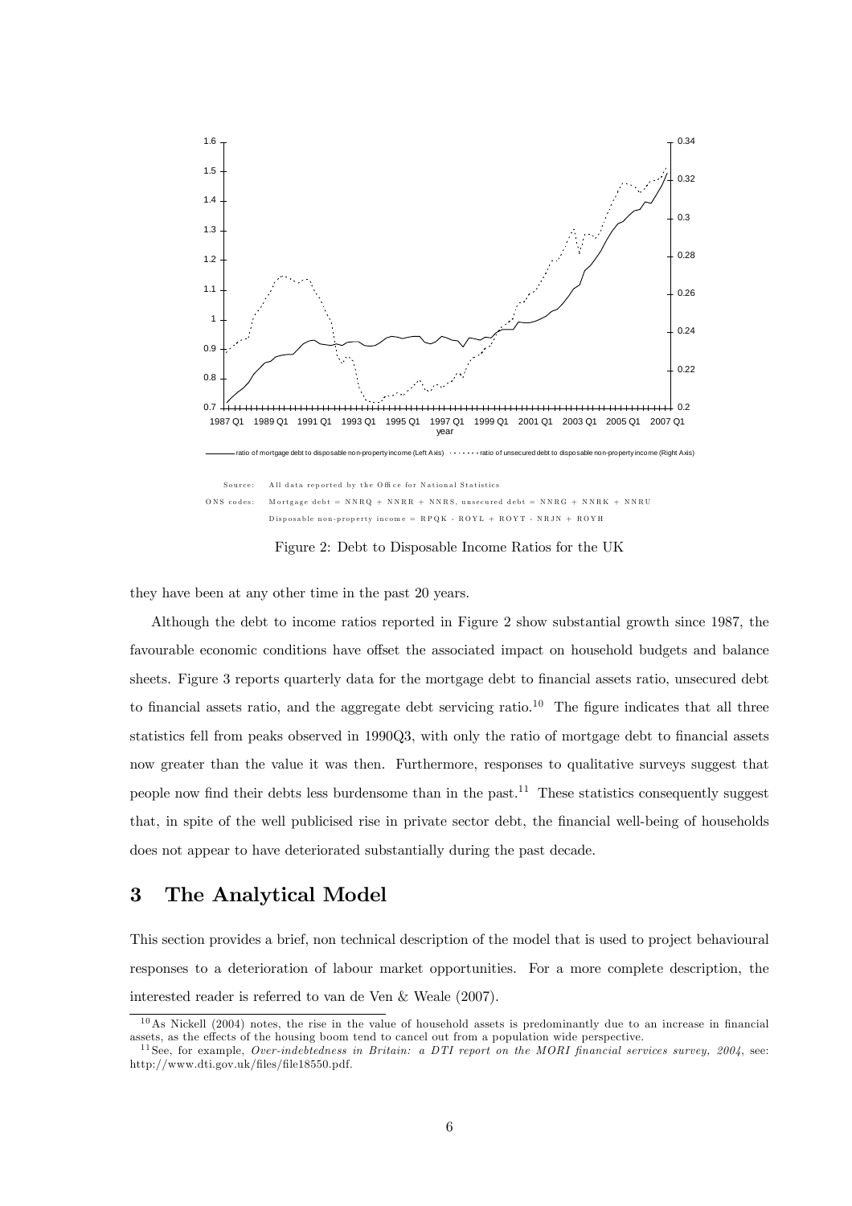Source: All data reported by the Office for National Statistics

ONS codes: Mortgage debt = NNRQ + NNRR + NNRS, unsecured debt = NNRG + NNRK + NNRU

Disposable non-property income = RPQK - ROYL + ROYT - NRJN + ROYH

Figure 2: Debt to Disposable Income Ratios for the UK

they have been at any other time in the past 20 years.

Although the debt to income ratios reported in Figure 2 show substantial growth since 1987, the favourable economic conditions have offset the associated impact on household budgets and balance sheets. Figure 3 reports quarterly data for the mortgage debt to financial assets ratio, unsecured debt to financial assets ratio, and the aggregate debt servicing ratio.[10] The figure indicates that all three statistics fell from peaks observed in 1990Q3, with only the ratio of mortgage debt to financial assets now greater than the value it was then. Furthermore, responses to qualitative surveys suggest that people now find their debts less burdensome than in the past.[11] These statistics consequently suggest that, in spite of the well publicised rise in private sector debt, the financial well-being of households does not appear to have deteriorated substantially during the past decade.

# 3 The Analytical Model

This section provides a brief, non technical description of the model that is used to project behavioural responses to a deterioration of labour market opportunities. For a more complete description, the interested reader is referred to van de Ven & Weale (2007).

[10] As Nickell (2004) notes, the rise in the value of household assets is predominantly due to an increase in financial assets, as the effects of the housing boom tend to cancel out from a population wide perspective.

[11] See, for example, *Over-indebtedness in Britain: a DTI report on the MORI financial services survey, 2004*, see: http://www.dti.gov.uk/files/file18550.pdf.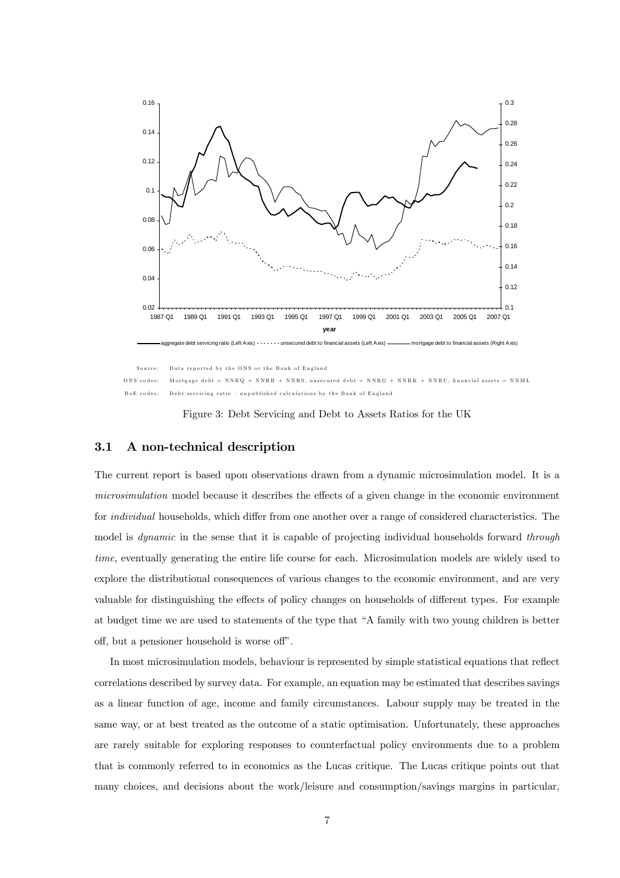Source: Data reported by the ONS or the Bank of England

ONS codes: Mortgage debt = NNRQ + NNRR + NNRS, unsecured debt = NNRG + NNRK + NNRU, financial assets = NNML

BoE codes: Debt servicing ratio – unpublished calculations by the Bank of England

Figure 3: Debt Servicing and Debt to Assets Ratios for the UK

### 3.1 A non-technical description

The current report is based upon observations drawn from a dynamic microsimulation model. It is a *microsimulation* model because it describes the effects of a given change in the economic environment for *individual* households, which differ from one another over a range of considered characteristics. The model is *dynamic* in the sense that it is capable of projecting individual households forward *through time*, eventually generating the entire life course for each. Microsimulation models are widely used to explore the distributional consequences of various changes to the economic environment, and are very valuable for distinguishing the effects of policy changes on households of different types. For example at budget time we are used to statements of the type that "A family with two young children is better off, but a pensioner household is worse off".

In most microsimulation models, behaviour is represented by simple statistical equations that reflect correlations described by survey data. For example, an equation may be estimated that describes savings as a linear function of age, income and family circumstances. Labour supply may be treated in the same way, or at best treated as the outcome of a static optimisation. Unfortunately, these approaches are rarely suitable for exploring responses to counterfactual policy environments due to a problem that is commonly referred to in economics as the Lucas critique. The Lucas critique points out that many choices, and decisions about the work/leisure and consumption/savings margins in particular,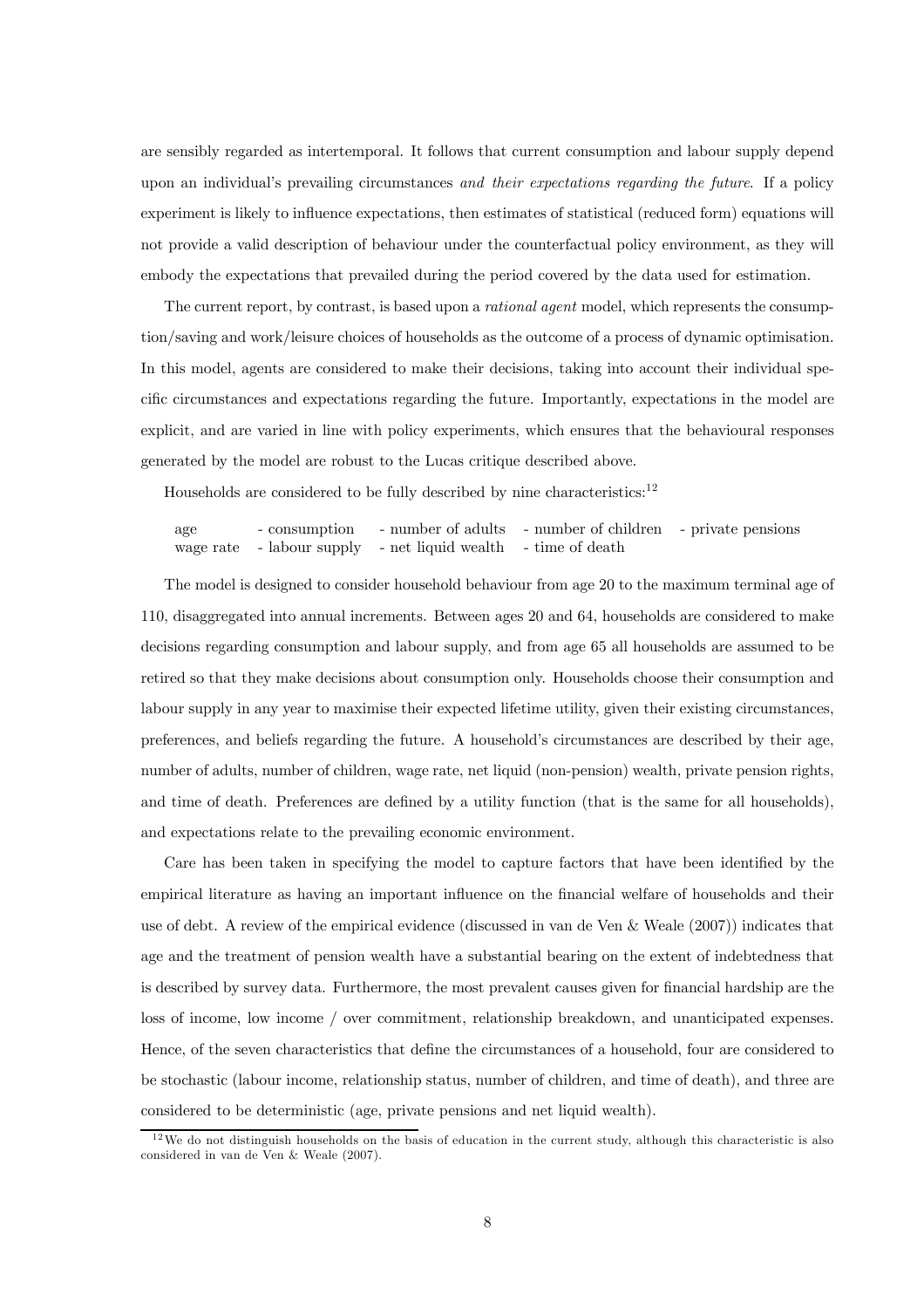are sensibly regarded as intertemporal. It follows that current consumption and labour supply depend upon an individual's prevailing circumstances *and their expectations regarding the future*. If a policy experiment is likely to influence expectations, then estimates of statistical (reduced form) equations will not provide a valid description of behaviour under the counterfactual policy environment, as they will embody the expectations that prevailed during the period covered by the data used for estimation.

The current report, by contrast, is based upon a *rational agent* model, which represents the consumption/saving and work/leisure choices of households as the outcome of a process of dynamic optimisation. In this model, agents are considered to make their decisions, taking into account their individual specific circumstances and expectations regarding the future. Importantly, expectations in the model are explicit, and are varied in line with policy experiments, which ensures that the behavioural responses generated by the model are robust to the Lucas critique described above.

Households are considered to be fully described by nine characteristics:[12]

| age | - consumption | - number of adults | - number of children | - private pensions |
|---|---|---|---|---|
| wage rate | - labour supply | - net liquid wealth | - time of death | |

The model is designed to consider household behaviour from age 20 to the maximum terminal age of 110, disaggregated into annual increments. Between ages 20 and 64, households are considered to make decisions regarding consumption and labour supply, and from age 65 all households are assumed to be retired so that they make decisions about consumption only. Households choose their consumption and labour supply in any year to maximise their expected lifetime utility, given their existing circumstances, preferences, and beliefs regarding the future. A household's circumstances are described by their age, number of adults, number of children, wage rate, net liquid (non-pension) wealth, private pension rights, and time of death. Preferences are defined by a utility function (that is the same for all households), and expectations relate to the prevailing economic environment.

Care has been taken in specifying the model to capture factors that have been identified by the empirical literature as having an important influence on the financial welfare of households and their use of debt. A review of the empirical evidence (discussed in van de Ven & Weale (2007)) indicates that age and the treatment of pension wealth have a substantial bearing on the extent of indebtedness that is described by survey data. Furthermore, the most prevalent causes given for financial hardship are the loss of income, low income / over commitment, relationship breakdown, and unanticipated expenses. Hence, of the seven characteristics that define the circumstances of a household, four are considered to be stochastic (labour income, relationship status, number of children, and time of death), and three are considered to be deterministic (age, private pensions and net liquid wealth).

[12] We do not distinguish households on the basis of education in the current study, although this characteristic is also considered in van de Ven & Weale (2007).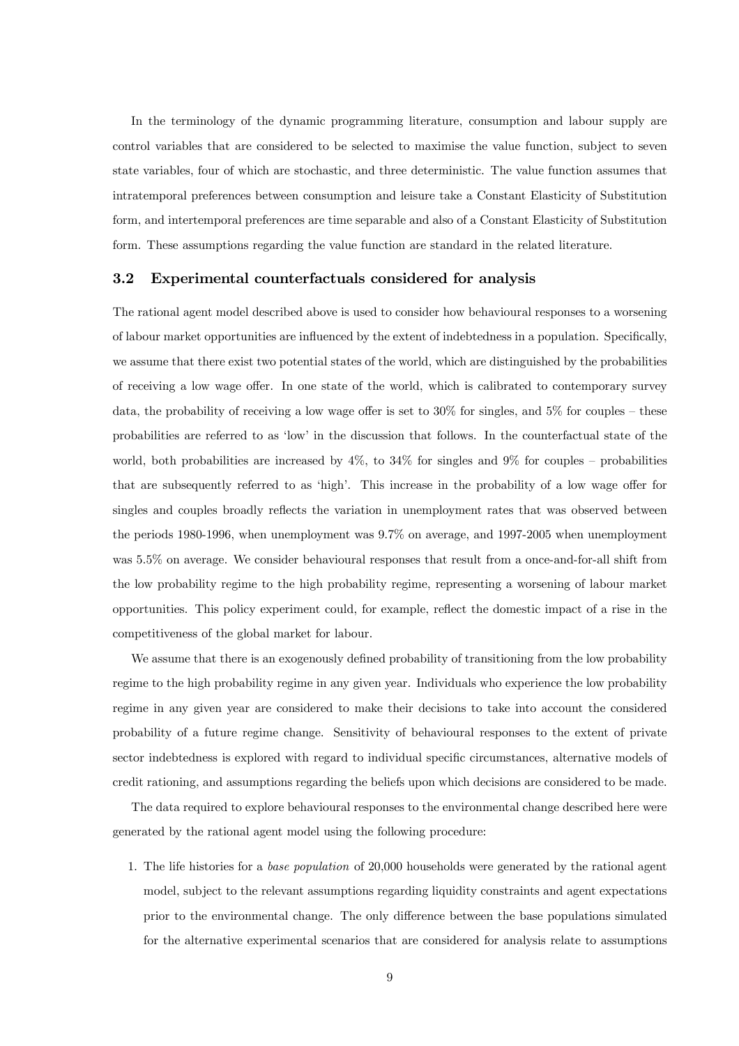In the terminology of the dynamic programming literature, consumption and labour supply are control variables that are considered to be selected to maximise the value function, subject to seven state variables, four of which are stochastic, and three deterministic. The value function assumes that intratemporal preferences between consumption and leisure take a Constant Elasticity of Substitution form, and intertemporal preferences are time separable and also of a Constant Elasticity of Substitution form. These assumptions regarding the value function are standard in the related literature.

### 3.2 Experimental counterfactuals considered for analysis

The rational agent model described above is used to consider how behavioural responses to a worsening of labour market opportunities are influenced by the extent of indebtedness in a population. Specifically, we assume that there exist two potential states of the world, which are distinguished by the probabilities of receiving a low wage offer. In one state of the world, which is calibrated to contemporary survey data, the probability of receiving a low wage offer is set to 30% for singles, and 5% for couples – these probabilities are referred to as 'low' in the discussion that follows. In the counterfactual state of the world, both probabilities are increased by 4%, to 34% for singles and 9% for couples – probabilities that are subsequently referred to as 'high'. This increase in the probability of a low wage offer for singles and couples broadly reflects the variation in unemployment rates that was observed between the periods 1980-1996, when unemployment was 9.7% on average, and 1997-2005 when unemployment was 5.5% on average. We consider behavioural responses that result from a once-and-for-all shift from the low probability regime to the high probability regime, representing a worsening of labour market opportunities. This policy experiment could, for example, reflect the domestic impact of a rise in the competitiveness of the global market for labour.

We assume that there is an exogenously defined probability of transitioning from the low probability regime to the high probability regime in any given year. Individuals who experience the low probability regime in any given year are considered to make their decisions to take into account the considered probability of a future regime change. Sensitivity of behavioural responses to the extent of private sector indebtedness is explored with regard to individual specific circumstances, alternative models of credit rationing, and assumptions regarding the beliefs upon which decisions are considered to be made.

The data required to explore behavioural responses to the environmental change described here were generated by the rational agent model using the following procedure:

1. The life histories for a *base population* of 20,000 households were generated by the rational agent model, subject to the relevant assumptions regarding liquidity constraints and agent expectations prior to the environmental change. The only difference between the base populations simulated for the alternative experimental scenarios that are considered for analysis relate to assumptions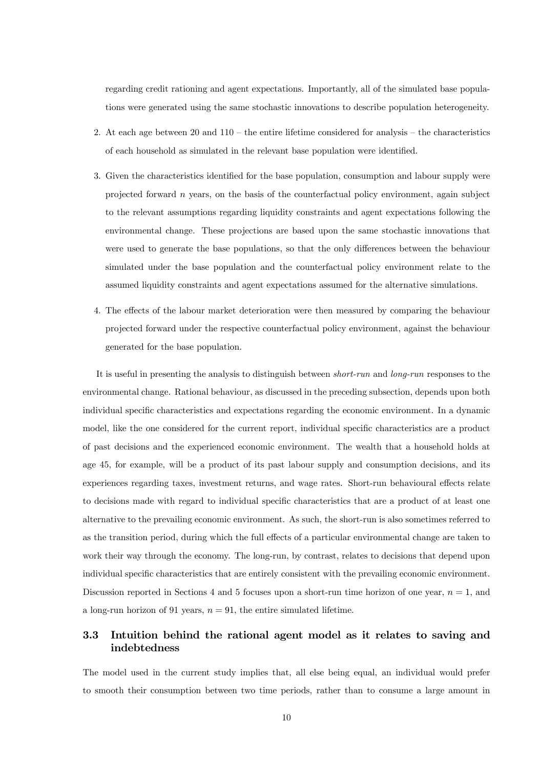regarding credit rationing and agent expectations. Importantly, all of the simulated base populations were generated using the same stochastic innovations to describe population heterogeneity.

2. At each age between 20 and 110 – the entire lifetime considered for analysis – the characteristics of each household as simulated in the relevant base population were identified.

3. Given the characteristics identified for the base population, consumption and labour supply were projected forward $n$ years, on the basis of the counterfactual policy environment, again subject to the relevant assumptions regarding liquidity constraints and agent expectations following the environmental change. These projections are based upon the same stochastic innovations that were used to generate the base populations, so that the only differences between the behaviour simulated under the base population and the counterfactual policy environment relate to the assumed liquidity constraints and agent expectations assumed for the alternative simulations.

4. The effects of the labour market deterioration were then measured by comparing the behaviour projected forward under the respective counterfactual policy environment, against the behaviour generated for the base population.

It is useful in presenting the analysis to distinguish between *short-run* and *long-run* responses to the environmental change. Rational behaviour, as discussed in the preceding subsection, depends upon both individual specific characteristics and expectations regarding the economic environment. In a dynamic model, like the one considered for the current report, individual specific characteristics are a product of past decisions and the experienced economic environment. The wealth that a household holds at age 45, for example, will be a product of its past labour supply and consumption decisions, and its experiences regarding taxes, investment returns, and wage rates. Short-run behavioural effects relate to decisions made with regard to individual specific characteristics that are a product of at least one alternative to the prevailing economic environment. As such, the short-run is also sometimes referred to as the transition period, during which the full effects of a particular environmental change are taken to work their way through the economy. The long-run, by contrast, relates to decisions that depend upon individual specific characteristics that are entirely consistent with the prevailing economic environment. Discussion reported in Sections 4 and 5 focuses upon a short-run time horizon of one year, $n = 1$, and a long-run horizon of 91 years, $n = 91$, the entire simulated lifetime.

### 3.3 Intuition behind the rational agent model as it relates to saving and indebtedness

The model used in the current study implies that, all else being equal, an individual would prefer to smooth their consumption between two time periods, rather than to consume a large amount in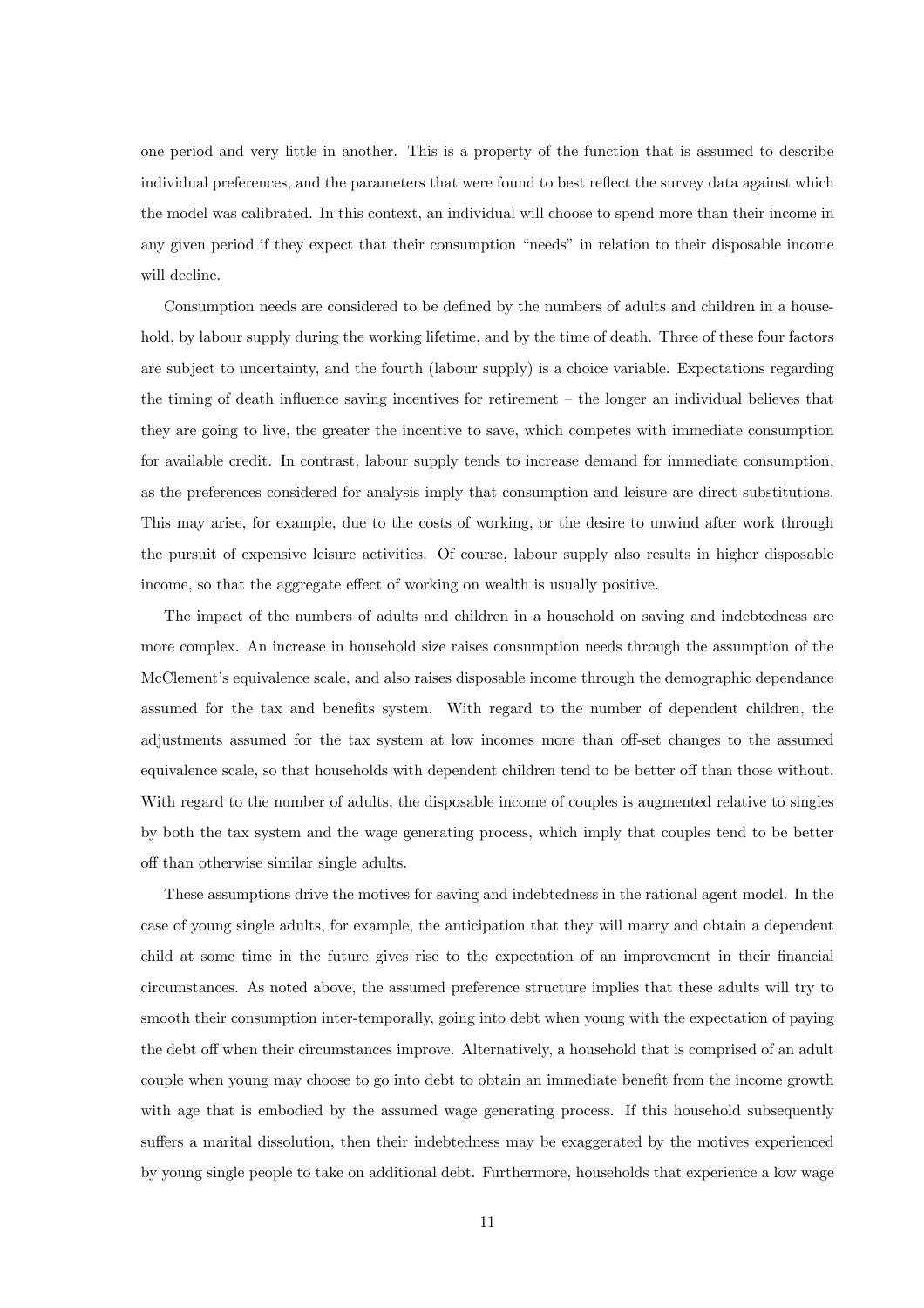one period and very little in another. This is a property of the function that is assumed to describe individual preferences, and the parameters that were found to best reflect the survey data against which the model was calibrated. In this context, an individual will choose to spend more than their income in any given period if they expect that their consumption "needs" in relation to their disposable income will decline.

Consumption needs are considered to be defined by the numbers of adults and children in a household, by labour supply during the working lifetime, and by the time of death. Three of these four factors are subject to uncertainty, and the fourth (labour supply) is a choice variable. Expectations regarding the timing of death influence saving incentives for retirement – the longer an individual believes that they are going to live, the greater the incentive to save, which competes with immediate consumption for available credit. In contrast, labour supply tends to increase demand for immediate consumption, as the preferences considered for analysis imply that consumption and leisure are direct substitutions. This may arise, for example, due to the costs of working, or the desire to unwind after work through the pursuit of expensive leisure activities. Of course, labour supply also results in higher disposable income, so that the aggregate effect of working on wealth is usually positive.

The impact of the numbers of adults and children in a household on saving and indebtedness are more complex. An increase in household size raises consumption needs through the assumption of the McClement's equivalence scale, and also raises disposable income through the demographic dependance assumed for the tax and benefits system. With regard to the number of dependent children, the adjustments assumed for the tax system at low incomes more than off-set changes to the assumed equivalence scale, so that households with dependent children tend to be better off than those without. With regard to the number of adults, the disposable income of couples is augmented relative to singles by both the tax system and the wage generating process, which imply that couples tend to be better off than otherwise similar single adults.

These assumptions drive the motives for saving and indebtedness in the rational agent model. In the case of young single adults, for example, the anticipation that they will marry and obtain a dependent child at some time in the future gives rise to the expectation of an improvement in their financial circumstances. As noted above, the assumed preference structure implies that these adults will try to smooth their consumption inter-temporally, going into debt when young with the expectation of paying the debt off when their circumstances improve. Alternatively, a household that is comprised of an adult couple when young may choose to go into debt to obtain an immediate benefit from the income growth with age that is embodied by the assumed wage generating process. If this household subsequently suffers a marital dissolution, then their indebtedness may be exaggerated by the motives experienced by young single people to take on additional debt. Furthermore, households that experience a low wage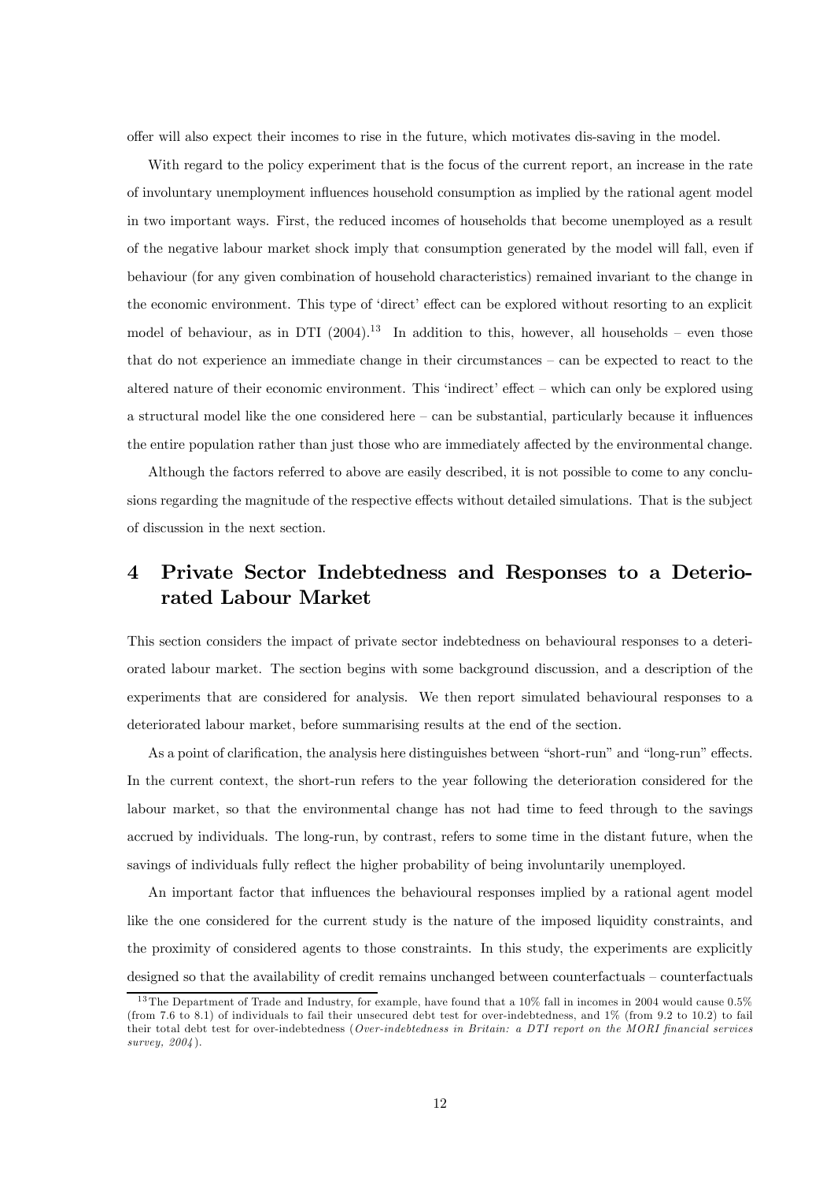offer will also expect their incomes to rise in the future, which motivates dis-saving in the model.

With regard to the policy experiment that is the focus of the current report, an increase in the rate of involuntary unemployment influences household consumption as implied by the rational agent model in two important ways. First, the reduced incomes of households that become unemployed as a result of the negative labour market shock imply that consumption generated by the model will fall, even if behaviour (for any given combination of household characteristics) remained invariant to the change in the economic environment. This type of 'direct' effect can be explored without resorting to an explicit model of behaviour, as in DTI (2004).[13] In addition to this, however, all households – even those that do not experience an immediate change in their circumstances – can be expected to react to the altered nature of their economic environment. This 'indirect' effect – which can only be explored using a structural model like the one considered here – can be substantial, particularly because it influences the entire population rather than just those who are immediately affected by the environmental change.

Although the factors referred to above are easily described, it is not possible to come to any conclusions regarding the magnitude of the respective effects without detailed simulations. That is the subject of discussion in the next section.

# 4 Private Sector Indebtedness and Responses to a Deteriorated Labour Market

This section considers the impact of private sector indebtedness on behavioural responses to a deteriorated labour market. The section begins with some background discussion, and a description of the experiments that are considered for analysis. We then report simulated behavioural responses to a deteriorated labour market, before summarising results at the end of the section.

As a point of clarification, the analysis here distinguishes between "short-run" and "long-run" effects. In the current context, the short-run refers to the year following the deterioration considered for the labour market, so that the environmental change has not had time to feed through to the savings accrued by individuals. The long-run, by contrast, refers to some time in the distant future, when the savings of individuals fully reflect the higher probability of being involuntarily unemployed.

An important factor that influences the behavioural responses implied by a rational agent model like the one considered for the current study is the nature of the imposed liquidity constraints, and the proximity of considered agents to those constraints. In this study, the experiments are explicitly designed so that the availability of credit remains unchanged between counterfactuals – counterfactuals

[13] The Department of Trade and Industry, for example, have found that a 10% fall in incomes in 2004 would cause 0.5% (from 7.6 to 8.1) of individuals to fail their unsecured debt test for over-indebtedness, and 1% (from 9.2 to 10.2) to fail their total debt test for over-indebtedness (*Over-indebtedness in Britain: a DTI report on the MORI financial services survey, 2004*).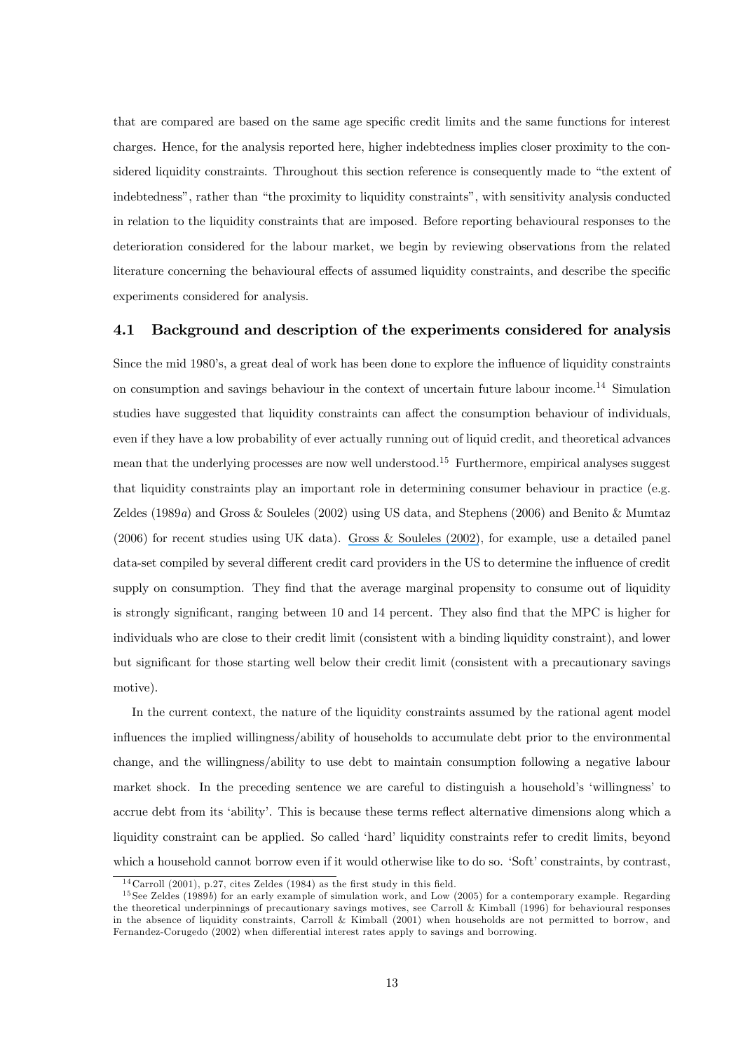that are compared are based on the same age specific credit limits and the same functions for interest charges. Hence, for the analysis reported here, higher indebtedness implies closer proximity to the considered liquidity constraints. Throughout this section reference is consequently made to "the extent of indebtedness", rather than "the proximity to liquidity constraints", with sensitivity analysis conducted in relation to the liquidity constraints that are imposed. Before reporting behavioural responses to the deterioration considered for the labour market, we begin by reviewing observations from the related literature concerning the behavioural effects of assumed liquidity constraints, and describe the specific experiments considered for analysis.

### 4.1 Background and description of the experiments considered for analysis

Since the mid 1980's, a great deal of work has been done to explore the influence of liquidity constraints on consumption and savings behaviour in the context of uncertain future labour income.[14] Simulation studies have suggested that liquidity constraints can affect the consumption behaviour of individuals, even if they have a low probability of ever actually running out of liquid credit, and theoretical advances mean that the underlying processes are now well understood.[15] Furthermore, empirical analyses suggest that liquidity constraints play an important role in determining consumer behaviour in practice (e.g. Zeldes (1989*a*) and Gross & Souleles (2002) using US data, and Stephens (2006) and Benito & Mumtaz (2006) for recent studies using UK data). Gross & Souleles (2002), for example, use a detailed panel data-set compiled by several different credit card providers in the US to determine the influence of credit supply on consumption. They find that the average marginal propensity to consume out of liquidity is strongly significant, ranging between 10 and 14 percent. They also find that the MPC is higher for individuals who are close to their credit limit (consistent with a binding liquidity constraint), and lower but significant for those starting well below their credit limit (consistent with a precautionary savings motive).

In the current context, the nature of the liquidity constraints assumed by the rational agent model influences the implied willingness/ability of households to accumulate debt prior to the environmental change, and the willingness/ability to use debt to maintain consumption following a negative labour market shock. In the preceding sentence we are careful to distinguish a household's 'willingness' to accrue debt from its 'ability'. This is because these terms reflect alternative dimensions along which a liquidity constraint can be applied. So called 'hard' liquidity constraints refer to credit limits, beyond which a household cannot borrow even if it would otherwise like to do so. 'Soft' constraints, by contrast,

[14] Carroll (2001), p.27, cites Zeldes (1984) as the first study in this field.

[15] See Zeldes (1989*b*) for an early example of simulation work, and Low (2005) for a contemporary example. Regarding the theoretical underpinnings of precautionary savings motives, see Carroll & Kimball (1996) for behavioural responses in the absence of liquidity constraints, Carroll & Kimball (2001) when households are not permitted to borrow, and Fernandez-Corugedo (2002) when differential interest rates apply to savings and borrowing.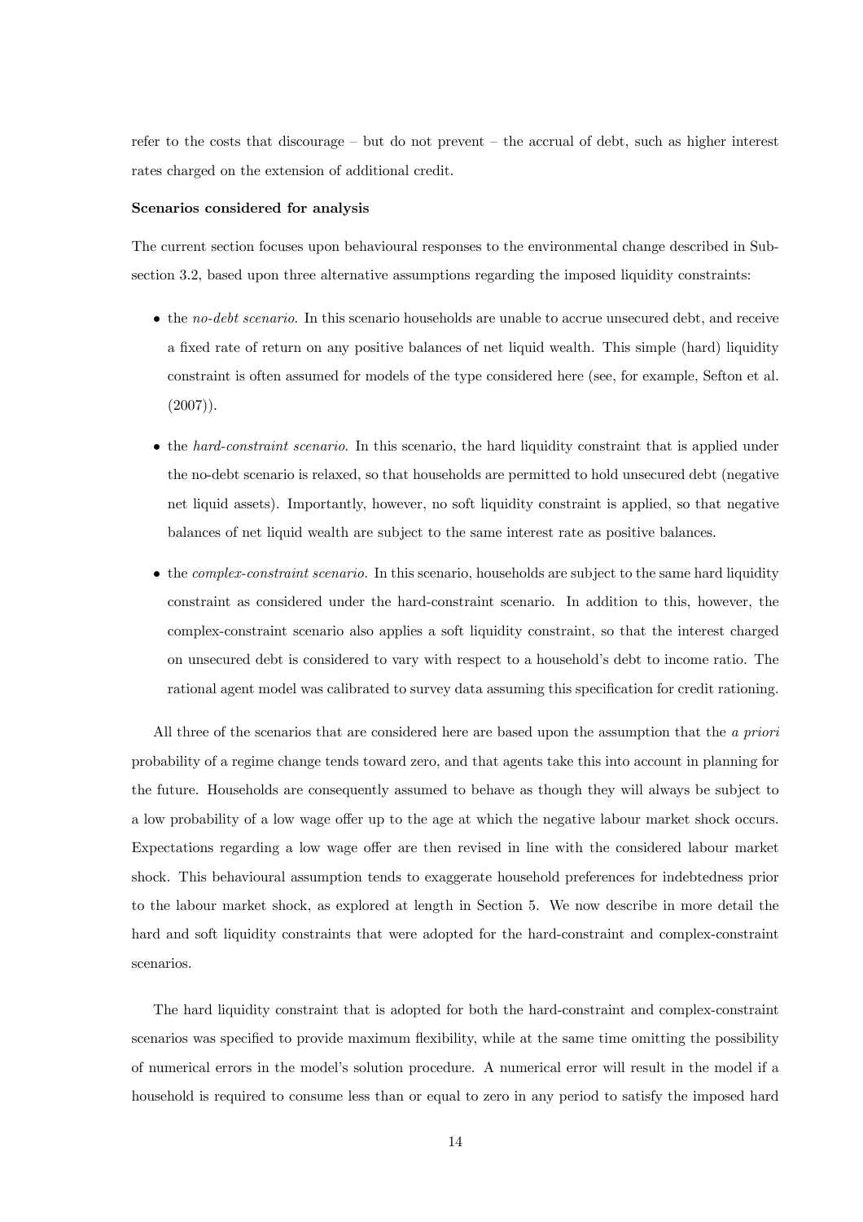refer to the costs that discourage – but do not prevent – the accrual of debt, such as higher interest rates charged on the extension of additional credit.

**Scenarios considered for analysis**

The current section focuses upon behavioural responses to the environmental change described in Subsection 3.2, based upon three alternative assumptions regarding the imposed liquidity constraints:

- the *no-debt scenario*. In this scenario households are unable to accrue unsecured debt, and receive a fixed rate of return on any positive balances of net liquid wealth. This simple (hard) liquidity constraint is often assumed for models of the type considered here (see, for example, Sefton et al. (2007)).
- the *hard-constraint scenario*. In this scenario, the hard liquidity constraint that is applied under the no-debt scenario is relaxed, so that households are permitted to hold unsecured debt (negative net liquid assets). Importantly, however, no soft liquidity constraint is applied, so that negative balances of net liquid wealth are subject to the same interest rate as positive balances.
- the *complex-constraint scenario*. In this scenario, households are subject to the same hard liquidity constraint as considered under the hard-constraint scenario. In addition to this, however, the complex-constraint scenario also applies a soft liquidity constraint, so that the interest charged on unsecured debt is considered to vary with respect to a household's debt to income ratio. The rational agent model was calibrated to survey data assuming this specification for credit rationing.

All three of the scenarios that are considered here are based upon the assumption that the *a priori* probability of a regime change tends toward zero, and that agents take this into account in planning for the future. Households are consequently assumed to behave as though they will always be subject to a low probability of a low wage offer up to the age at which the negative labour market shock occurs. Expectations regarding a low wage offer are then revised in line with the considered labour market shock. This behavioural assumption tends to exaggerate household preferences for indebtedness prior to the labour market shock, as explored at length in Section 5. We now describe in more detail the hard and soft liquidity constraints that were adopted for the hard-constraint and complex-constraint scenarios.

The hard liquidity constraint that is adopted for both the hard-constraint and complex-constraint scenarios was specified to provide maximum flexibility, while at the same time omitting the possibility of numerical errors in the model's solution procedure. A numerical error will result in the model if a household is required to consume less than or equal to zero in any period to satisfy the imposed hard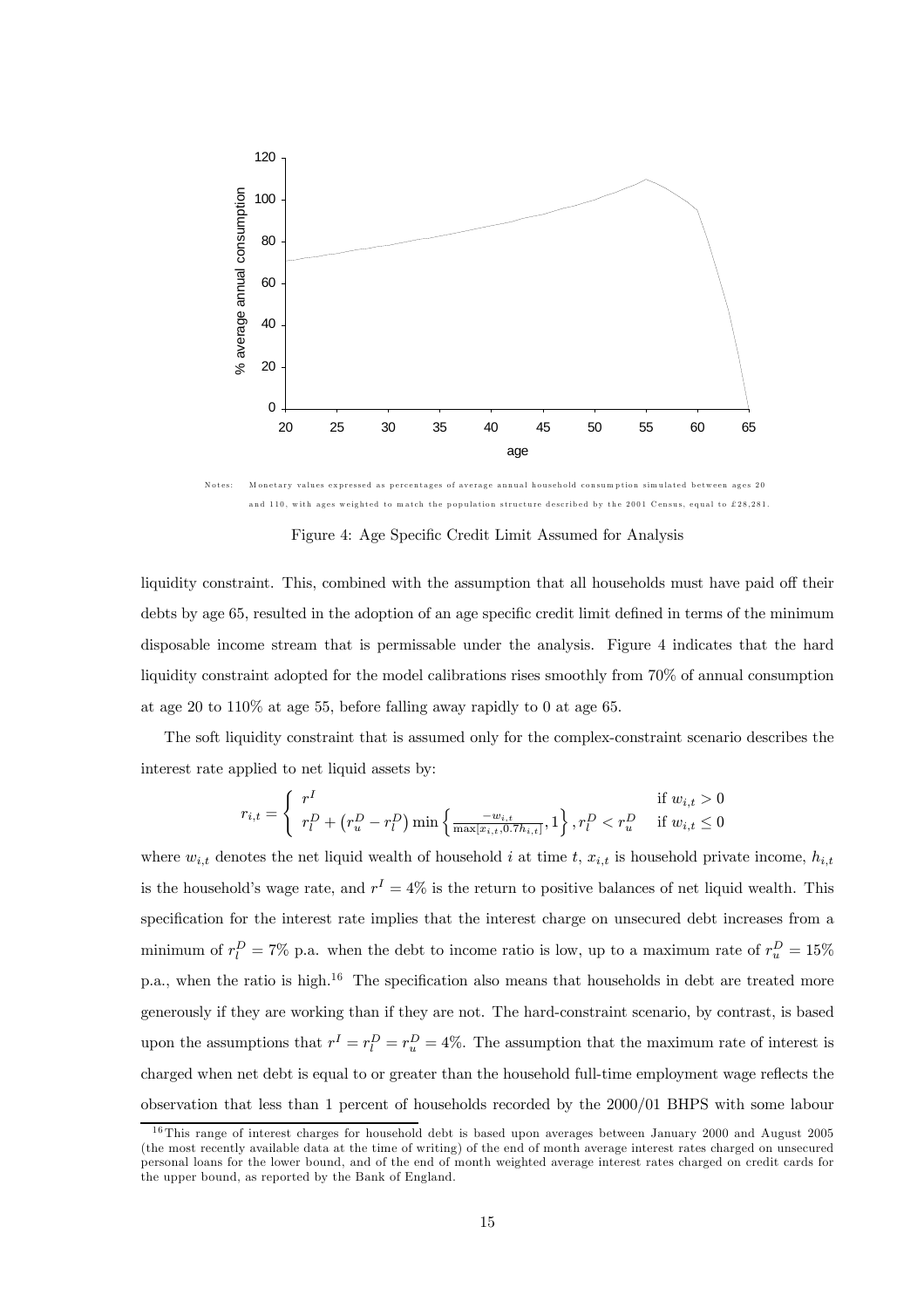Notes: Monetary values expressed as percentages of average annual household consumption simulated between ages 20 and 110, with ages weighted to match the population structure described by the 2001 Census, equal to £28,281.

Figure 4: Age Specific Credit Limit Assumed for Analysis

liquidity constraint. This, combined with the assumption that all households must have paid off their debts by age 65, resulted in the adoption of an age specific credit limit defined in terms of the minimum disposable income stream that is permissable under the analysis. Figure 4 indicates that the hard liquidity constraint adopted for the model calibrations rises smoothly from 70% of annual consumption at age 20 to 110% at age 55, before falling away rapidly to 0 at age 65.

The soft liquidity constraint that is assumed only for the complex-constraint scenario describes the interest rate applied to net liquid assets by:

$$r_{i,t} = \begin{cases} r^I & \text{if } w_{i,t} > 0 \\ r_l^D + \left(r_u^D - r_l^D\right) \min\left\{ \frac{-w_{i,t}}{\max[x_{i,t}, 0.7h_{i,t}]}, 1 \right\}, r_l^D < r_u^D & \text{if } w_{i,t} \leq 0 \end{cases}$$

where $w_{i,t}$ denotes the net liquid wealth of household $i$ at time $t$, $x_{i,t}$ is household private income, $h_{i,t}$ is the household's wage rate, and $r^I = 4\%$ is the return to positive balances of net liquid wealth. This specification for the interest rate implies that the interest charge on unsecured debt increases from a minimum of $r_l^D = 7\%$ p.a. when the debt to income ratio is low, up to a maximum rate of $r_u^D = 15\%$ p.a., when the ratio is high.[16] The specification also means that households in debt are treated more generously if they are working than if they are not. The hard-constraint scenario, by contrast, is based upon the assumptions that $r^I = r_l^D = r_u^D = 4\%$. The assumption that the maximum rate of interest is charged when net debt is equal to or greater than the household full-time employment wage reflects the observation that less than 1 percent of households recorded by the 2000/01 BHPS with some labour

[16] This range of interest charges for household debt is based upon averages between January 2000 and August 2005 (the most recently available data at the time of writing) of the end of month average interest rates charged on unsecured personal loans for the lower bound, and of the end of month weighted average interest rates charged on credit cards for the upper bound, as reported by the Bank of England.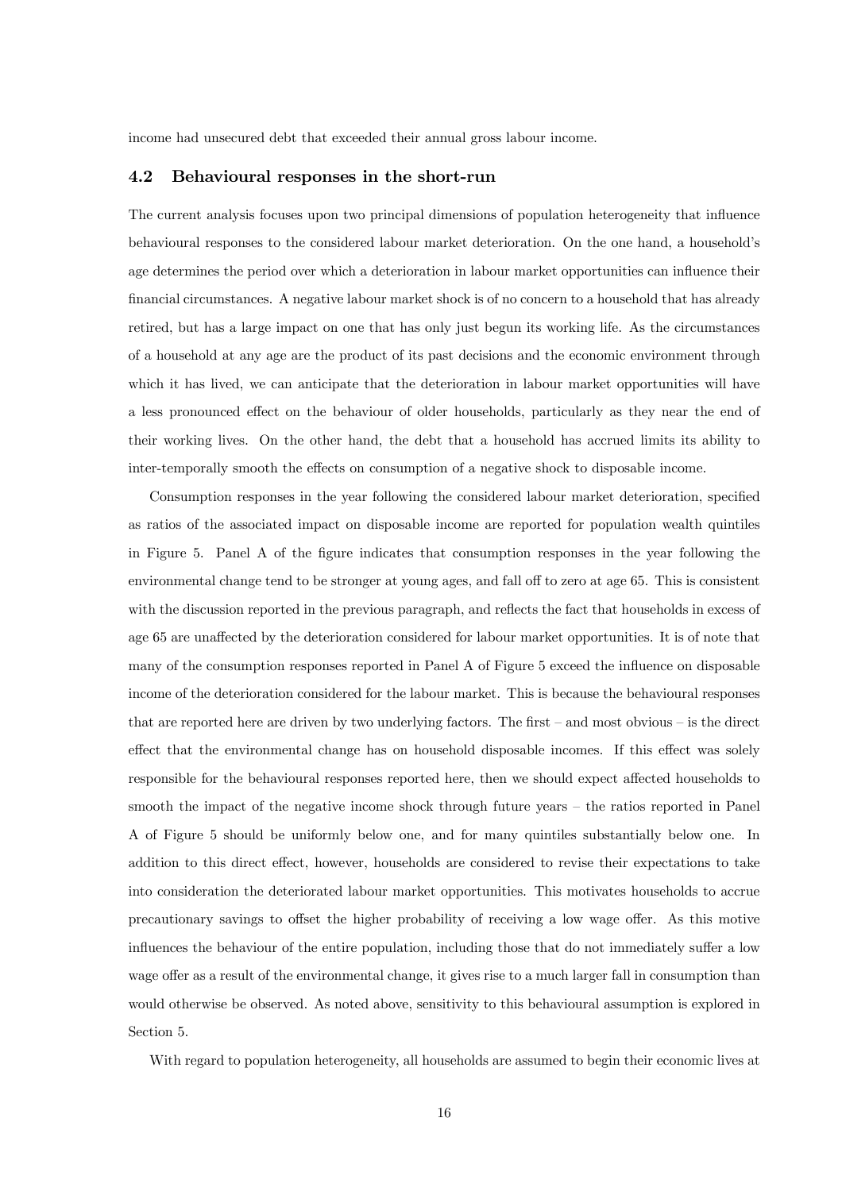income had unsecured debt that exceeded their annual gross labour income.

### 4.2 Behavioural responses in the short-run

The current analysis focuses upon two principal dimensions of population heterogeneity that influence behavioural responses to the considered labour market deterioration. On the one hand, a household's age determines the period over which a deterioration in labour market opportunities can influence their financial circumstances. A negative labour market shock is of no concern to a household that has already retired, but has a large impact on one that has only just begun its working life. As the circumstances of a household at any age are the product of its past decisions and the economic environment through which it has lived, we can anticipate that the deterioration in labour market opportunities will have a less pronounced effect on the behaviour of older households, particularly as they near the end of their working lives. On the other hand, the debt that a household has accrued limits its ability to inter-temporally smooth the effects on consumption of a negative shock to disposable income.

Consumption responses in the year following the considered labour market deterioration, specified as ratios of the associated impact on disposable income are reported for population wealth quintiles in Figure 5. Panel A of the figure indicates that consumption responses in the year following the environmental change tend to be stronger at young ages, and fall off to zero at age 65. This is consistent with the discussion reported in the previous paragraph, and reflects the fact that households in excess of age 65 are unaffected by the deterioration considered for labour market opportunities. It is of note that many of the consumption responses reported in Panel A of Figure 5 exceed the influence on disposable income of the deterioration considered for the labour market. This is because the behavioural responses that are reported here are driven by two underlying factors. The first – and most obvious – is the direct effect that the environmental change has on household disposable incomes. If this effect was solely responsible for the behavioural responses reported here, then we should expect affected households to smooth the impact of the negative income shock through future years – the ratios reported in Panel A of Figure 5 should be uniformly below one, and for many quintiles substantially below one. In addition to this direct effect, however, households are considered to revise their expectations to take into consideration the deteriorated labour market opportunities. This motivates households to accrue precautionary savings to offset the higher probability of receiving a low wage offer. As this motive influences the behaviour of the entire population, including those that do not immediately suffer a low wage offer as a result of the environmental change, it gives rise to a much larger fall in consumption than would otherwise be observed. As noted above, sensitivity to this behavioural assumption is explored in Section 5.

With regard to population heterogeneity, all households are assumed to begin their economic lives at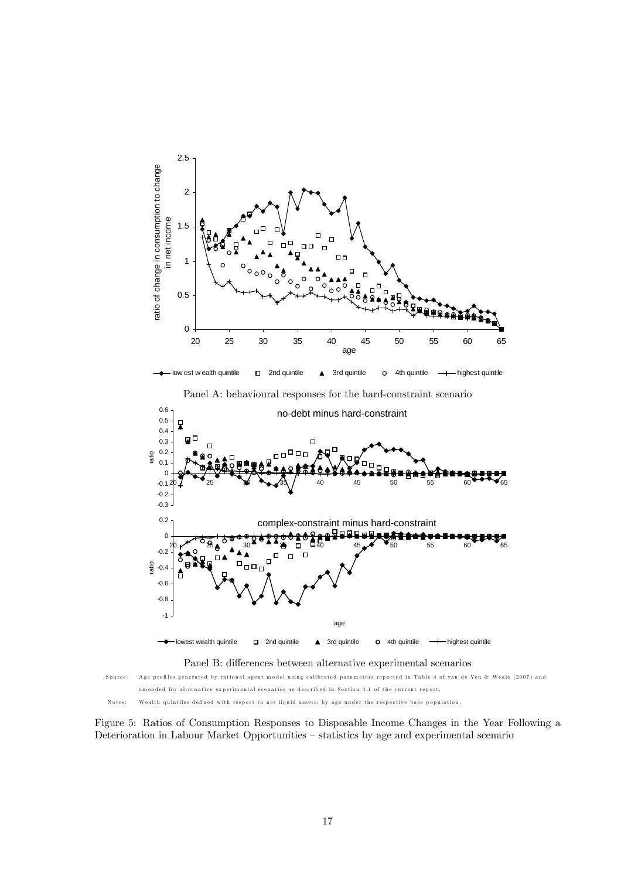Panel A: behavioural responses for the hard-constraint scenario

Panel B: differences between alternative experimental scenarios

Source: Age profiles generated by rational agent model using calibrated parameters reported in Table 4 of van de Ven & Weale (2007) and amended for alternative experimental scenarios as described in Section 4.1 of the current report.

Notes: Wealth quintiles defined with respect to net liquid assets, by age under the respective base population.

Figure 5: Ratios of Consumption Responses to Disposable Income Changes in the Year Following a Deterioration in Labour Market Opportunities – statistics by age and experimental scenario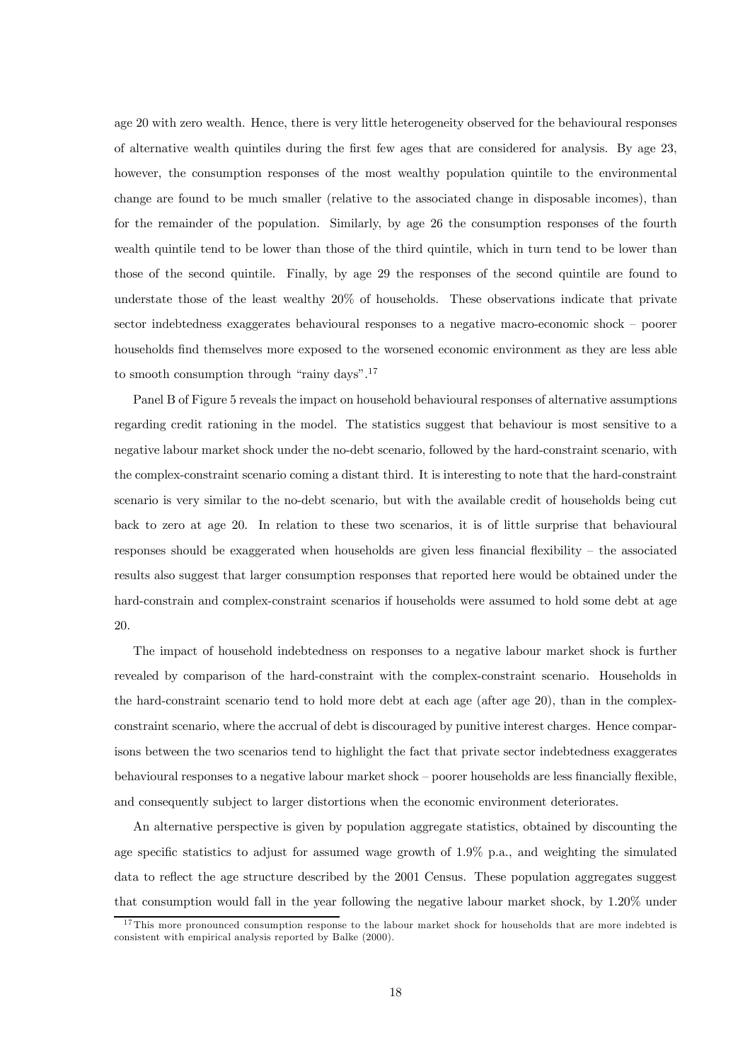age 20 with zero wealth. Hence, there is very little heterogeneity observed for the behavioural responses of alternative wealth quintiles during the first few ages that are considered for analysis. By age 23, however, the consumption responses of the most wealthy population quintile to the environmental change are found to be much smaller (relative to the associated change in disposable incomes), than for the remainder of the population. Similarly, by age 26 the consumption responses of the fourth wealth quintile tend to be lower than those of the third quintile, which in turn tend to be lower than those of the second quintile. Finally, by age 29 the responses of the second quintile are found to understate those of the least wealthy 20% of households. These observations indicate that private sector indebtedness exaggerates behavioural responses to a negative macro-economic shock – poorer households find themselves more exposed to the worsened economic environment as they are less able to smooth consumption through "rainy days".[17]

Panel B of Figure 5 reveals the impact on household behavioural responses of alternative assumptions regarding credit rationing in the model. The statistics suggest that behaviour is most sensitive to a negative labour market shock under the no-debt scenario, followed by the hard-constraint scenario, with the complex-constraint scenario coming a distant third. It is interesting to note that the hard-constraint scenario is very similar to the no-debt scenario, but with the available credit of households being cut back to zero at age 20. In relation to these two scenarios, it is of little surprise that behavioural responses should be exaggerated when households are given less financial flexibility – the associated results also suggest that larger consumption responses that reported here would be obtained under the hard-constrain and complex-constraint scenarios if households were assumed to hold some debt at age 20.

The impact of household indebtedness on responses to a negative labour market shock is further revealed by comparison of the hard-constraint with the complex-constraint scenario. Households in the hard-constraint scenario tend to hold more debt at each age (after age 20), than in the complex-constraint scenario, where the accrual of debt is discouraged by punitive interest charges. Hence comparisons between the two scenarios tend to highlight the fact that private sector indebtedness exaggerates behavioural responses to a negative labour market shock – poorer households are less financially flexible, and consequently subject to larger distortions when the economic environment deteriorates.

An alternative perspective is given by population aggregate statistics, obtained by discounting the age specific statistics to adjust for assumed wage growth of 1.9% p.a., and weighting the simulated data to reflect the age structure described by the 2001 Census. These population aggregates suggest that consumption would fall in the year following the negative labour market shock, by 1.20% under

[17] This more pronounced consumption response to the labour market shock for households that are more indebted is consistent with empirical analysis reported by Balke (2000).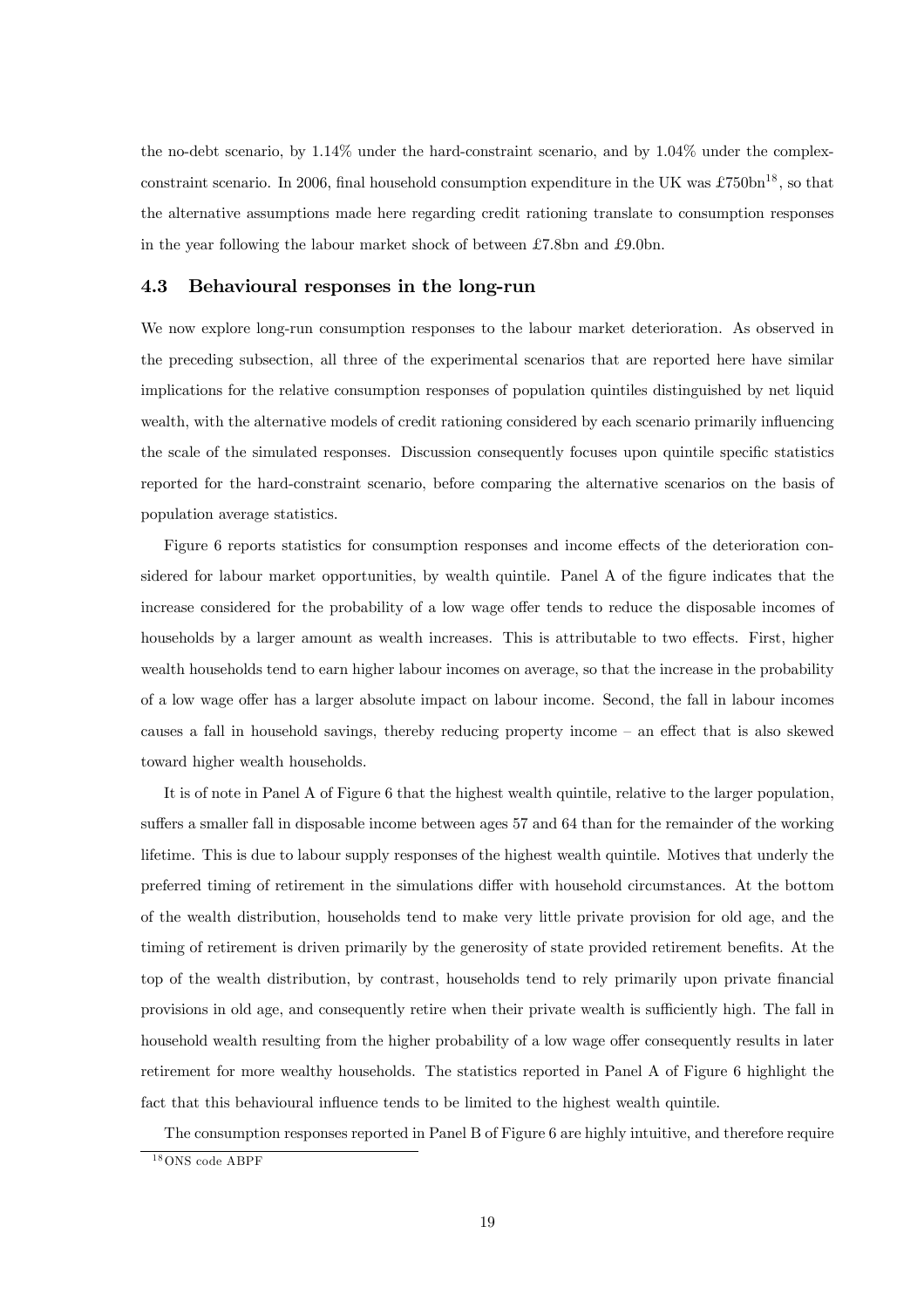the no-debt scenario, by 1.14% under the hard-constraint scenario, and by 1.04% under the complex-constraint scenario. In 2006, final household consumption expenditure in the UK was £750bn[18], so that the alternative assumptions made here regarding credit rationing translate to consumption responses in the year following the labour market shock of between £7.8bn and £9.0bn.

### 4.3 Behavioural responses in the long-run

We now explore long-run consumption responses to the labour market deterioration. As observed in the preceding subsection, all three of the experimental scenarios that are reported here have similar implications for the relative consumption responses of population quintiles distinguished by net liquid wealth, with the alternative models of credit rationing considered by each scenario primarily influencing the scale of the simulated responses. Discussion consequently focuses upon quintile specific statistics reported for the hard-constraint scenario, before comparing the alternative scenarios on the basis of population average statistics.

Figure 6 reports statistics for consumption responses and income effects of the deterioration considered for labour market opportunities, by wealth quintile. Panel A of the figure indicates that the increase considered for the probability of a low wage offer tends to reduce the disposable incomes of households by a larger amount as wealth increases. This is attributable to two effects. First, higher wealth households tend to earn higher labour incomes on average, so that the increase in the probability of a low wage offer has a larger absolute impact on labour income. Second, the fall in labour incomes causes a fall in household savings, thereby reducing property income – an effect that is also skewed toward higher wealth households.

It is of note in Panel A of Figure 6 that the highest wealth quintile, relative to the larger population, suffers a smaller fall in disposable income between ages 57 and 64 than for the remainder of the working lifetime. This is due to labour supply responses of the highest wealth quintile. Motives that underly the preferred timing of retirement in the simulations differ with household circumstances. At the bottom of the wealth distribution, households tend to make very little private provision for old age, and the timing of retirement is driven primarily by the generosity of state provided retirement benefits. At the top of the wealth distribution, by contrast, households tend to rely primarily upon private financial provisions in old age, and consequently retire when their private wealth is sufficiently high. The fall in household wealth resulting from the higher probability of a low wage offer consequently results in later retirement for more wealthy households. The statistics reported in Panel A of Figure 6 highlight the fact that this behavioural influence tends to be limited to the highest wealth quintile.

The consumption responses reported in Panel B of Figure 6 are highly intuitive, and therefore require

[18] ONS code ABPF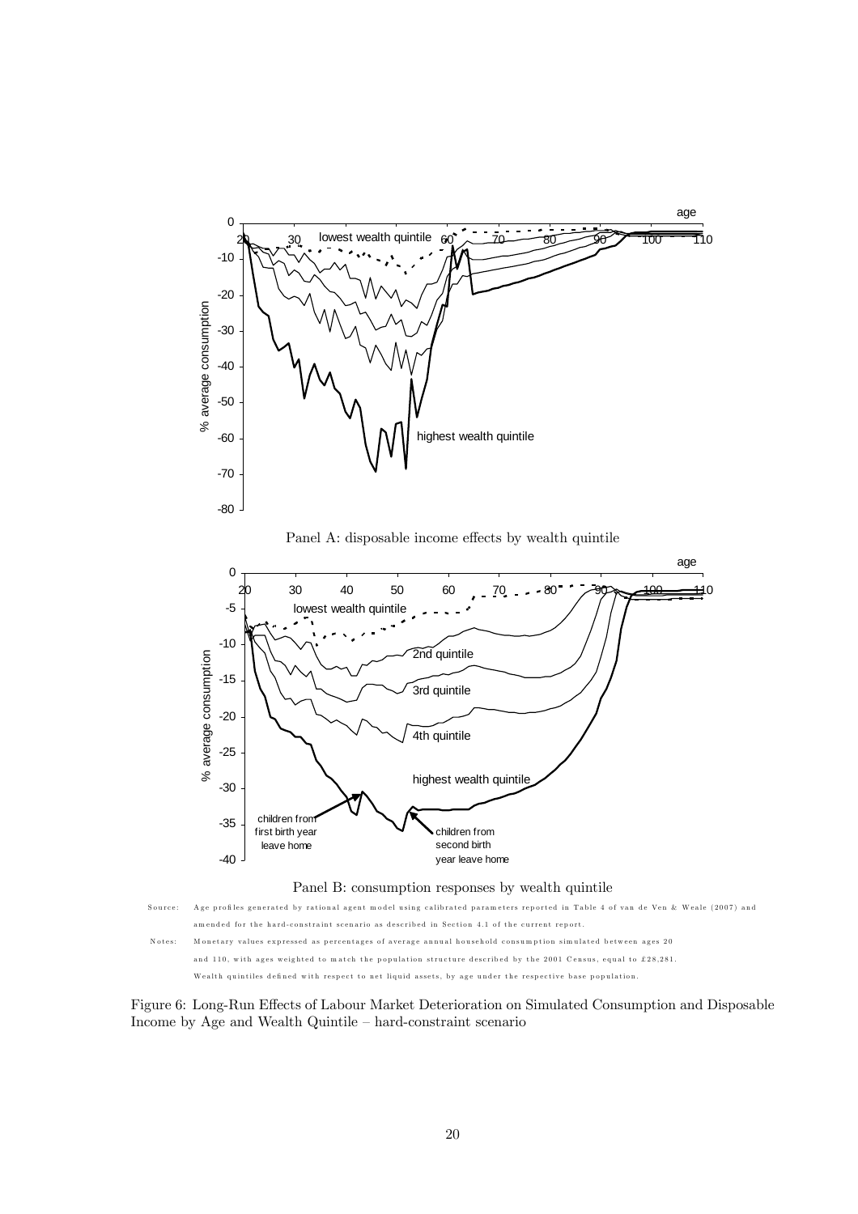Panel A: disposable income effects by wealth quintile

Panel B: consumption responses by wealth quintile

Source: Age profiles generated by rational agent model using calibrated parameters reported in Table 4 of van de Ven & Weale (2007) and amended for the hard-constraint scenario as described in Section 4.1 of the current report.

Notes: Monetary values expressed as percentages of average annual household consumption simulated between ages 20 and 110, with ages weighted to match the population structure described by the 2001 Census, equal to £28,281. Wealth quintiles defined with respect to net liquid assets, by age under the respective base population.

Figure 6: Long-Run Effects of Labour Market Deterioration on Simulated Consumption and Disposable Income by Age and Wealth Quintile – hard-constraint scenario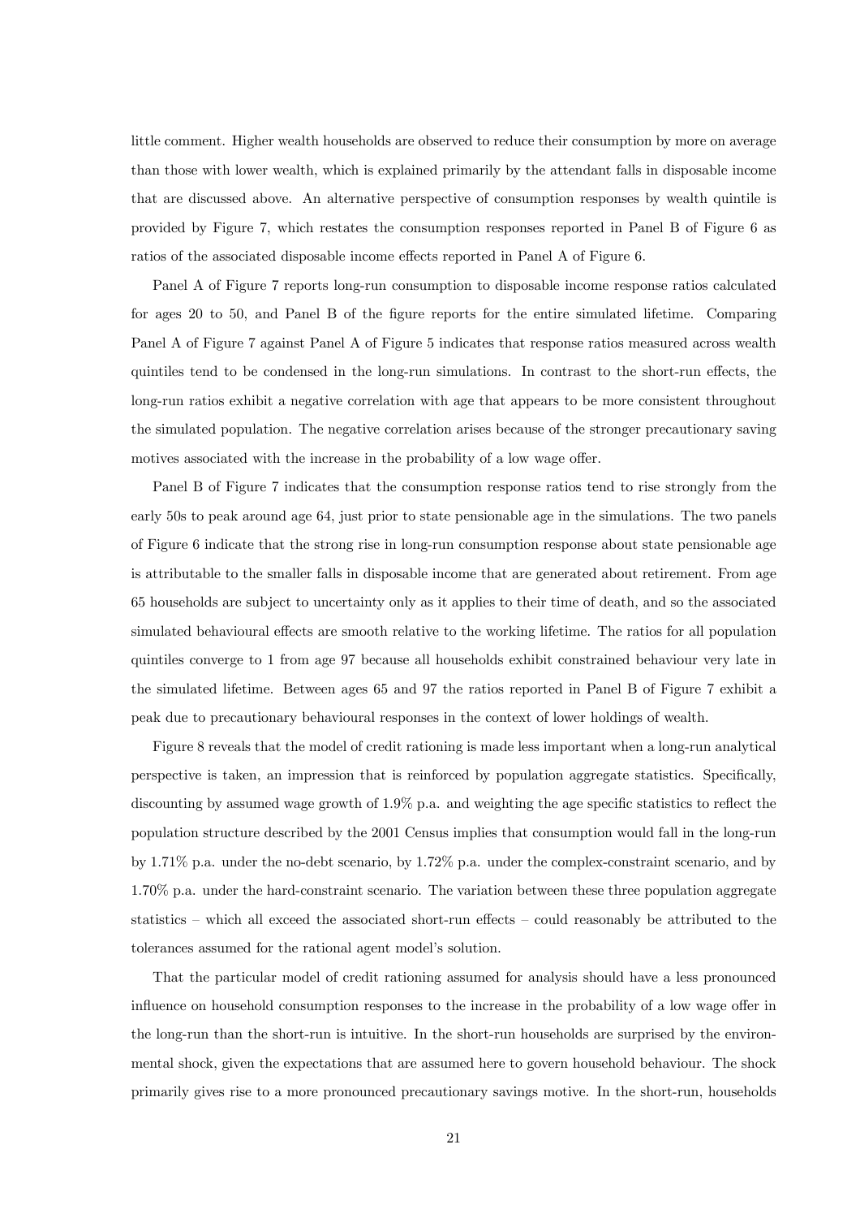little comment. Higher wealth households are observed to reduce their consumption by more on average than those with lower wealth, which is explained primarily by the attendant falls in disposable income that are discussed above. An alternative perspective of consumption responses by wealth quintile is provided by Figure 7, which restates the consumption responses reported in Panel B of Figure 6 as ratios of the associated disposable income effects reported in Panel A of Figure 6.

Panel A of Figure 7 reports long-run consumption to disposable income response ratios calculated for ages 20 to 50, and Panel B of the figure reports for the entire simulated lifetime. Comparing Panel A of Figure 7 against Panel A of Figure 5 indicates that response ratios measured across wealth quintiles tend to be condensed in the long-run simulations. In contrast to the short-run effects, the long-run ratios exhibit a negative correlation with age that appears to be more consistent throughout the simulated population. The negative correlation arises because of the stronger precautionary saving motives associated with the increase in the probability of a low wage offer.

Panel B of Figure 7 indicates that the consumption response ratios tend to rise strongly from the early 50s to peak around age 64, just prior to state pensionable age in the simulations. The two panels of Figure 6 indicate that the strong rise in long-run consumption response about state pensionable age is attributable to the smaller falls in disposable income that are generated about retirement. From age 65 households are subject to uncertainty only as it applies to their time of death, and so the associated simulated behavioural effects are smooth relative to the working lifetime. The ratios for all population quintiles converge to 1 from age 97 because all households exhibit constrained behaviour very late in the simulated lifetime. Between ages 65 and 97 the ratios reported in Panel B of Figure 7 exhibit a peak due to precautionary behavioural responses in the context of lower holdings of wealth.

Figure 8 reveals that the model of credit rationing is made less important when a long-run analytical perspective is taken, an impression that is reinforced by population aggregate statistics. Specifically, discounting by assumed wage growth of 1.9% p.a. and weighting the age specific statistics to reflect the population structure described by the 2001 Census implies that consumption would fall in the long-run by 1.71% p.a. under the no-debt scenario, by 1.72% p.a. under the complex-constraint scenario, and by 1.70% p.a. under the hard-constraint scenario. The variation between these three population aggregate statistics – which all exceed the associated short-run effects – could reasonably be attributed to the tolerances assumed for the rational agent model's solution.

That the particular model of credit rationing assumed for analysis should have a less pronounced influence on household consumption responses to the increase in the probability of a low wage offer in the long-run than the short-run is intuitive. In the short-run households are surprised by the environmental shock, given the expectations that are assumed here to govern household behaviour. The shock primarily gives rise to a more pronounced precautionary savings motive. In the short-run, households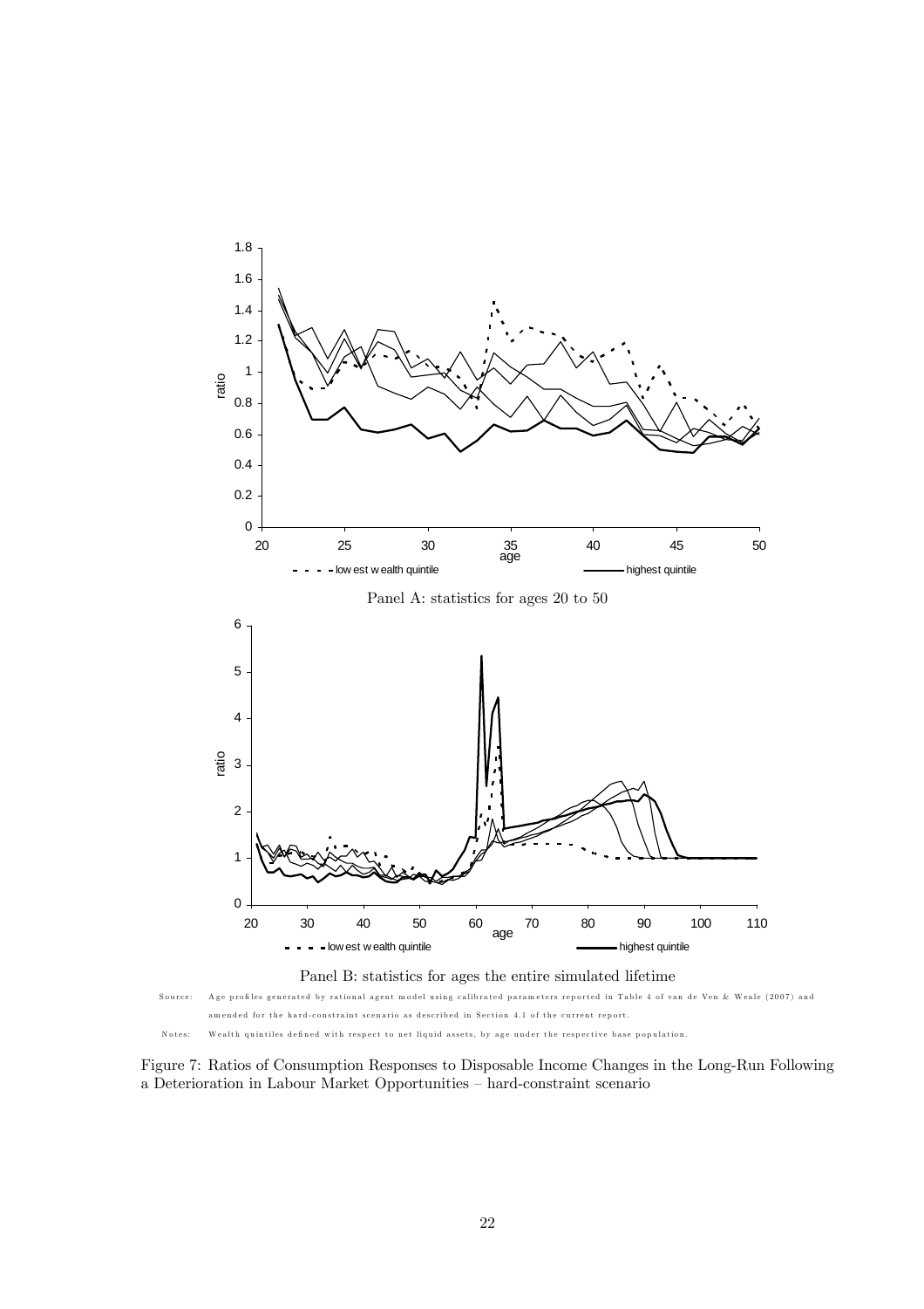Panel A: statistics for ages 20 to 50

Panel B: statistics for ages the entire simulated lifetime

Source: Age profiles generated by rational agent model using calibrated parameters reported in Table 4 of van de Ven & Weale (2007) and amended for the hard-constraint scenario as described in Section 4.1 of the current report.

Notes: Wealth quintiles defined with respect to net liquid assets, by age under the respective base population.

Figure 7: Ratios of Consumption Responses to Disposable Income Changes in the Long-Run Following a Deterioration in Labour Market Opportunities – hard-constraint scenario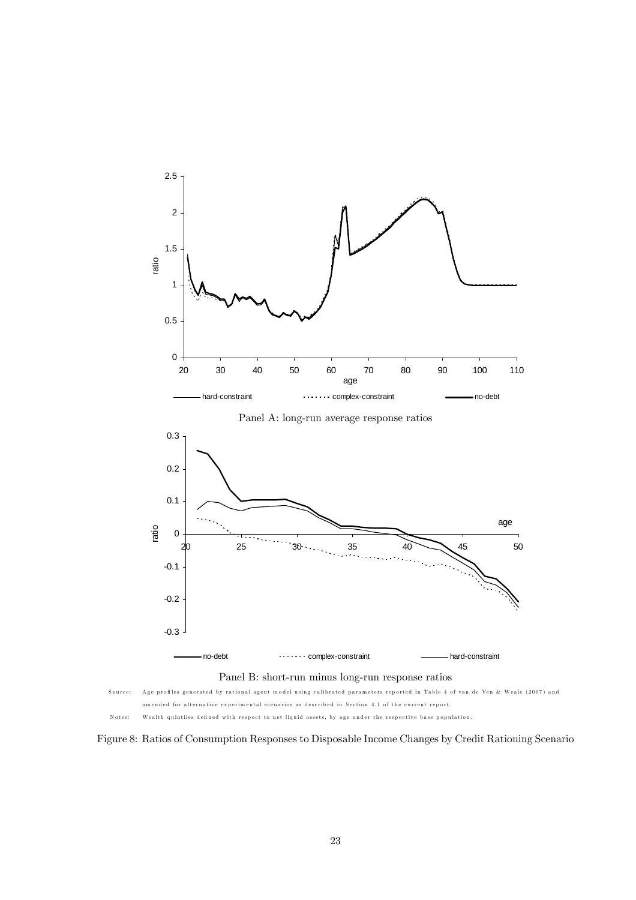Panel A: long-run average response ratios

Panel B: short-run minus long-run response ratios

Source: Age profiles generated by rational agent model using calibrated parameters reported in Table 4 of van de Ven & Weale (2007) and amended for alternative experimental scenarios as described in Section 4.1 of the current report.

Notes: Wealth quintiles defined with respect to net liquid assets, by age under the respective base population.

Figure 8: Ratios of Consumption Responses to Disposable Income Changes by Credit Rationing Scenario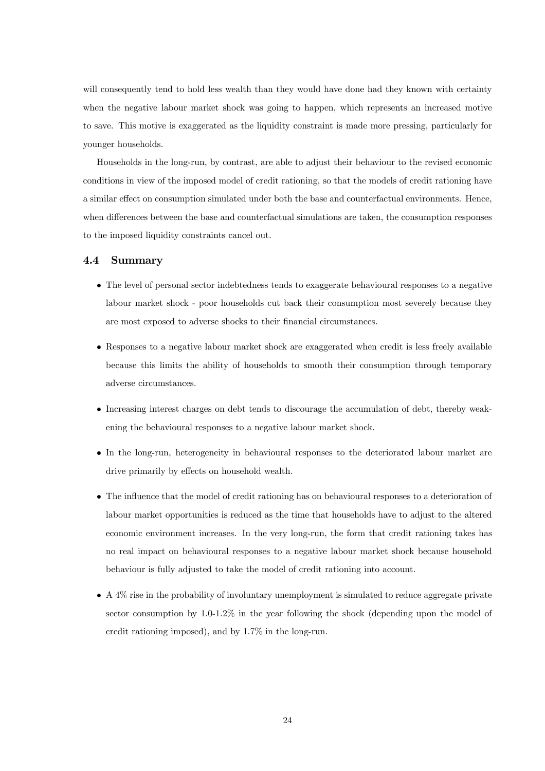will consequently tend to hold less wealth than they would have done had they known with certainty when the negative labour market shock was going to happen, which represents an increased motive to save. This motive is exaggerated as the liquidity constraint is made more pressing, particularly for younger households.

Households in the long-run, by contrast, are able to adjust their behaviour to the revised economic conditions in view of the imposed model of credit rationing, so that the models of credit rationing have a similar effect on consumption simulated under both the base and counterfactual environments. Hence, when differences between the base and counterfactual simulations are taken, the consumption responses to the imposed liquidity constraints cancel out.

### 4.4 Summary

- The level of personal sector indebtedness tends to exaggerate behavioural responses to a negative labour market shock - poor households cut back their consumption most severely because they are most exposed to adverse shocks to their financial circumstances.
- Responses to a negative labour market shock are exaggerated when credit is less freely available because this limits the ability of households to smooth their consumption through temporary adverse circumstances.
- Increasing interest charges on debt tends to discourage the accumulation of debt, thereby weakening the behavioural responses to a negative labour market shock.
- In the long-run, heterogeneity in behavioural responses to the deteriorated labour market are drive primarily by effects on household wealth.
- The influence that the model of credit rationing has on behavioural responses to a deterioration of labour market opportunities is reduced as the time that households have to adjust to the altered economic environment increases. In the very long-run, the form that credit rationing takes has no real impact on behavioural responses to a negative labour market shock because household behaviour is fully adjusted to take the model of credit rationing into account.
- A 4% rise in the probability of involuntary unemployment is simulated to reduce aggregate private sector consumption by 1.0-1.2% in the year following the shock (depending upon the model of credit rationing imposed), and by 1.7% in the long-run.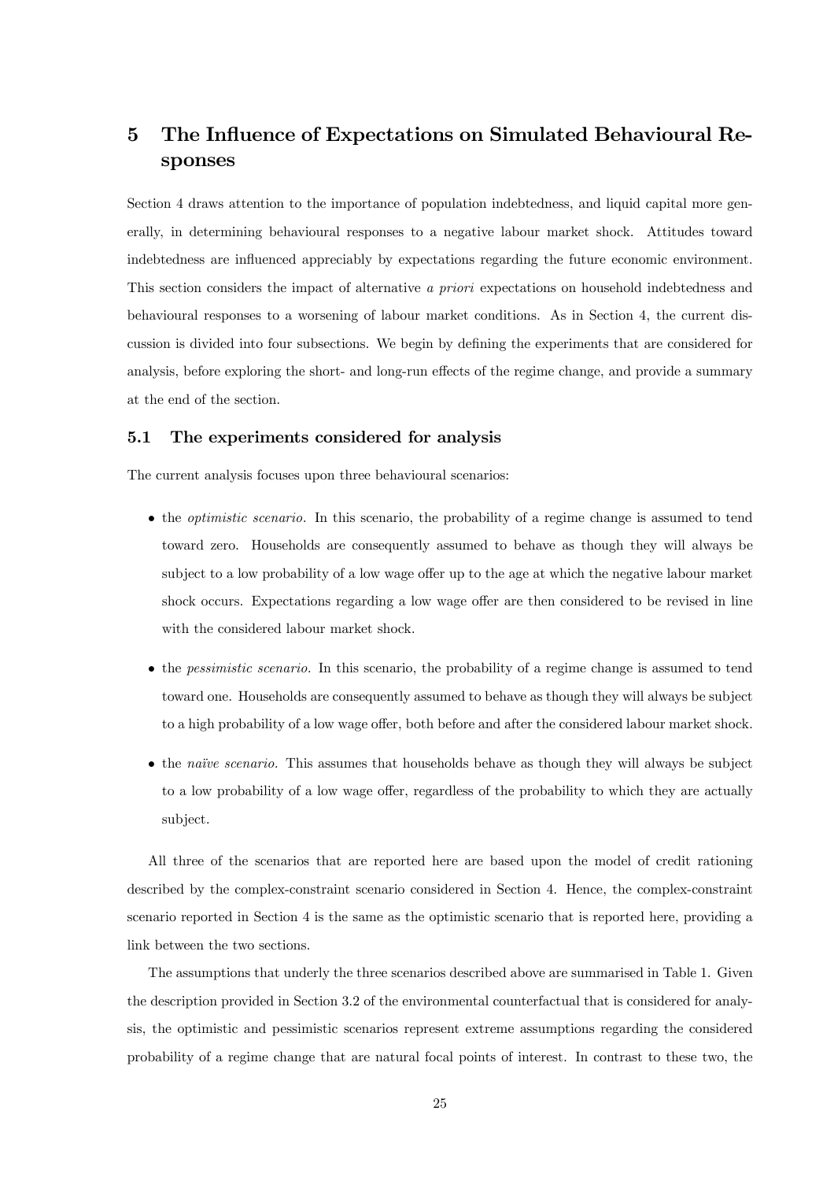# 5 The Influence of Expectations on Simulated Behavioural Responses

Section 4 draws attention to the importance of population indebtedness, and liquid capital more generally, in determining behavioural responses to a negative labour market shock. Attitudes toward indebtedness are influenced appreciably by expectations regarding the future economic environment. This section considers the impact of alternative *a priori* expectations on household indebtedness and behavioural responses to a worsening of labour market conditions. As in Section 4, the current discussion is divided into four subsections. We begin by defining the experiments that are considered for analysis, before exploring the short- and long-run effects of the regime change, and provide a summary at the end of the section.

## 5.1 The experiments considered for analysis

The current analysis focuses upon three behavioural scenarios:

- the *optimistic scenario*. In this scenario, the probability of a regime change is assumed to tend toward zero. Households are consequently assumed to behave as though they will always be subject to a low probability of a low wage offer up to the age at which the negative labour market shock occurs. Expectations regarding a low wage offer are then considered to be revised in line with the considered labour market shock.
- the *pessimistic scenario*. In this scenario, the probability of a regime change is assumed to tend toward one. Households are consequently assumed to behave as though they will always be subject to a high probability of a low wage offer, both before and after the considered labour market shock.
- the *naïve scenario*. This assumes that households behave as though they will always be subject to a low probability of a low wage offer, regardless of the probability to which they are actually subject.

All three of the scenarios that are reported here are based upon the model of credit rationing described by the complex-constraint scenario considered in Section 4. Hence, the complex-constraint scenario reported in Section 4 is the same as the optimistic scenario that is reported here, providing a link between the two sections.

The assumptions that underly the three scenarios described above are summarised in Table 1. Given the description provided in Section 3.2 of the environmental counterfactual that is considered for analysis, the optimistic and pessimistic scenarios represent extreme assumptions regarding the considered probability of a regime change that are natural focal points of interest. In contrast to these two, the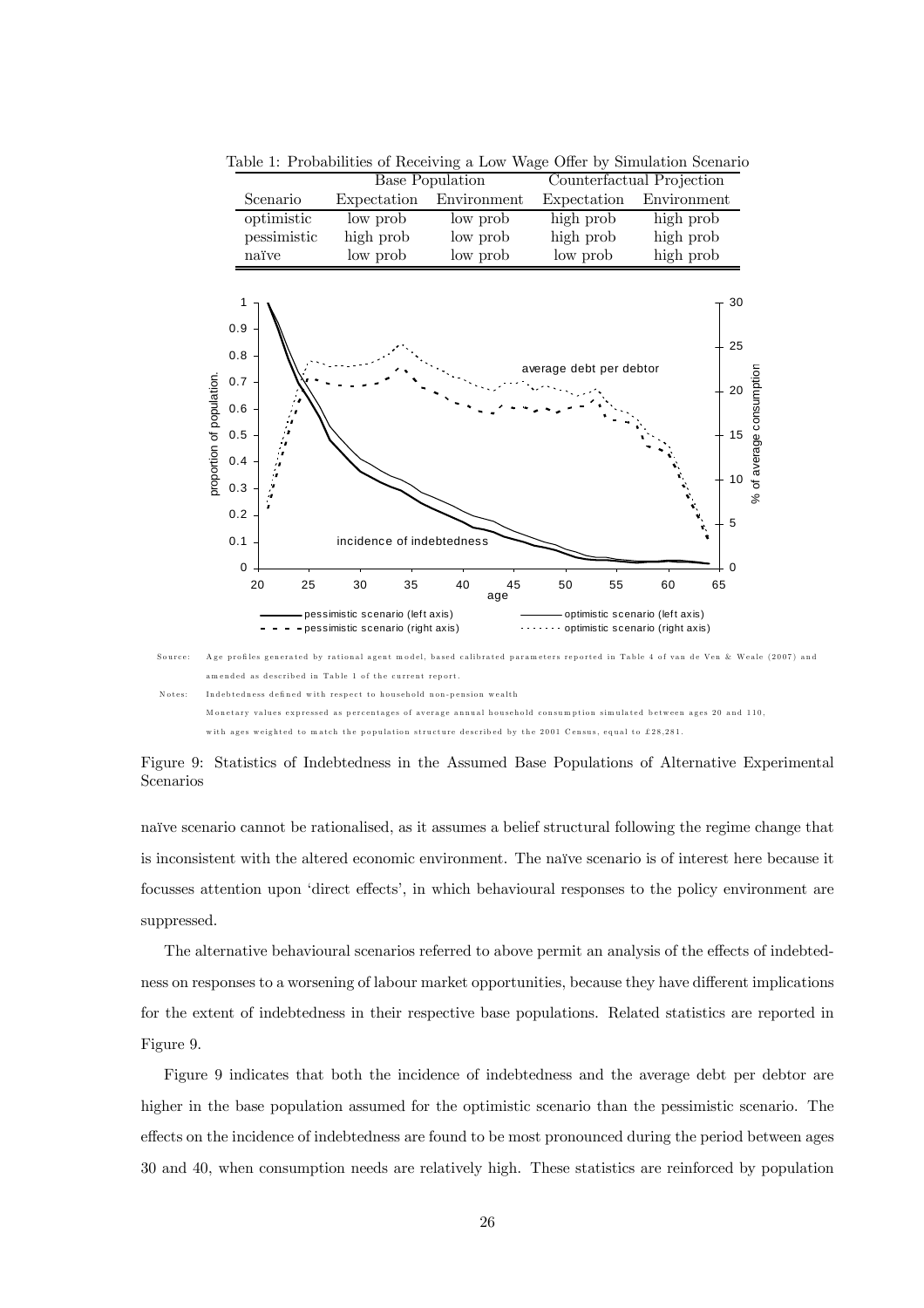Table 1: Probabilities of Receiving a Low Wage Offer by Simulation Scenario

| Scenario | Base Population | | Counterfactual Projection | |
|---|---|---|---|---|
| | Expectation | Environment | Expectation | Environment |
| optimistic | low prob | low prob | high prob | high prob |
| pessimistic | high prob | low prob | high prob | high prob |
| naïve | low prob | low prob | low prob | high prob |

Source: Age profiles generated by rational agent model, based calibrated parameters reported in Table 4 of van de Ven & Weale (2007) and amended as described in Table 1 of the current report.

Notes: Indebtedness defined with respect to household non-pension wealth

Monetary values expressed as percentages of average annual household consumption simulated between ages 20 and 110, with ages weighted to match the population structure described by the 2001 Census, equal to £28,281.

Figure 9: Statistics of Indebtedness in the Assumed Base Populations of Alternative Experimental Scenarios

naïve scenario cannot be rationalised, as it assumes a belief structural following the regime change that is inconsistent with the altered economic environment. The naïve scenario is of interest here because it focusses attention upon 'direct effects', in which behavioural responses to the policy environment are suppressed.

The alternative behavioural scenarios referred to above permit an analysis of the effects of indebtedness on responses to a worsening of labour market opportunities, because they have different implications for the extent of indebtedness in their respective base populations. Related statistics are reported in Figure 9.

Figure 9 indicates that both the incidence of indebtedness and the average debt per debtor are higher in the base population assumed for the optimistic scenario than the pessimistic scenario. The effects on the incidence of indebtedness are found to be most pronounced during the period between ages 30 and 40, when consumption needs are relatively high. These statistics are reinforced by population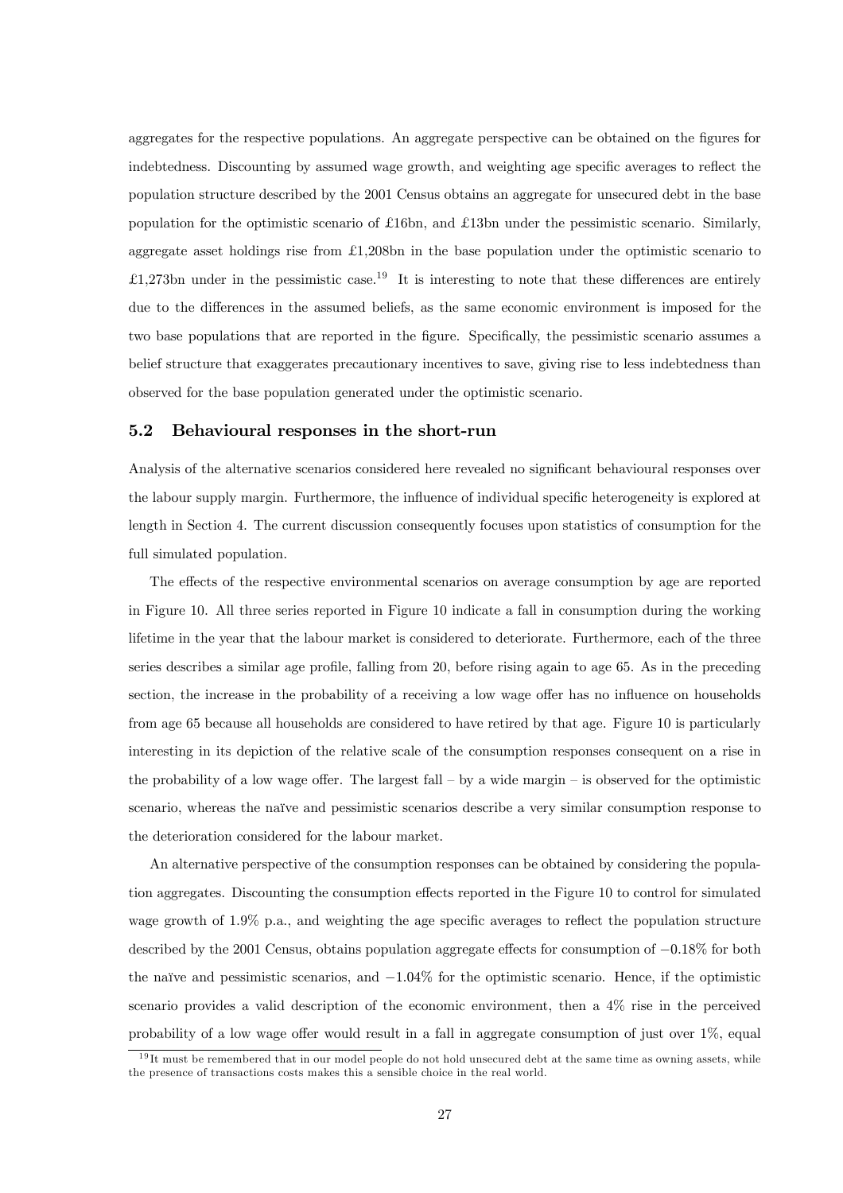aggregates for the respective populations. An aggregate perspective can be obtained on the figures for indebtedness. Discounting by assumed wage growth, and weighting age specific averages to reflect the population structure described by the 2001 Census obtains an aggregate for unsecured debt in the base population for the optimistic scenario of £16bn, and £13bn under the pessimistic scenario. Similarly, aggregate asset holdings rise from £1,208bn in the base population under the optimistic scenario to £1,273bn under in the pessimistic case.[19] It is interesting to note that these differences are entirely due to the differences in the assumed beliefs, as the same economic environment is imposed for the two base populations that are reported in the figure. Specifically, the pessimistic scenario assumes a belief structure that exaggerates precautionary incentives to save, giving rise to less indebtedness than observed for the base population generated under the optimistic scenario.

### 5.2 Behavioural responses in the short-run

Analysis of the alternative scenarios considered here revealed no significant behavioural responses over the labour supply margin. Furthermore, the influence of individual specific heterogeneity is explored at length in Section 4. The current discussion consequently focuses upon statistics of consumption for the full simulated population.

The effects of the respective environmental scenarios on average consumption by age are reported in Figure 10. All three series reported in Figure 10 indicate a fall in consumption during the working lifetime in the year that the labour market is considered to deteriorate. Furthermore, each of the three series describes a similar age profile, falling from 20, before rising again to age 65. As in the preceding section, the increase in the probability of a receiving a low wage offer has no influence on households from age 65 because all households are considered to have retired by that age. Figure 10 is particularly interesting in its depiction of the relative scale of the consumption responses consequent on a rise in the probability of a low wage offer. The largest fall – by a wide margin – is observed for the optimistic scenario, whereas the naïve and pessimistic scenarios describe a very similar consumption response to the deterioration considered for the labour market.

An alternative perspective of the consumption responses can be obtained by considering the population aggregates. Discounting the consumption effects reported in the Figure 10 to control for simulated wage growth of 1.9% p.a., and weighting the age specific averages to reflect the population structure described by the 2001 Census, obtains population aggregate effects for consumption of −0.18% for both the naïve and pessimistic scenarios, and −1.04% for the optimistic scenario. Hence, if the optimistic scenario provides a valid description of the economic environment, then a 4% rise in the perceived probability of a low wage offer would result in a fall in aggregate consumption of just over 1%, equal

[19] It must be remembered that in our model people do not hold unsecured debt at the same time as owning assets, while the presence of transactions costs makes this a sensible choice in the real world.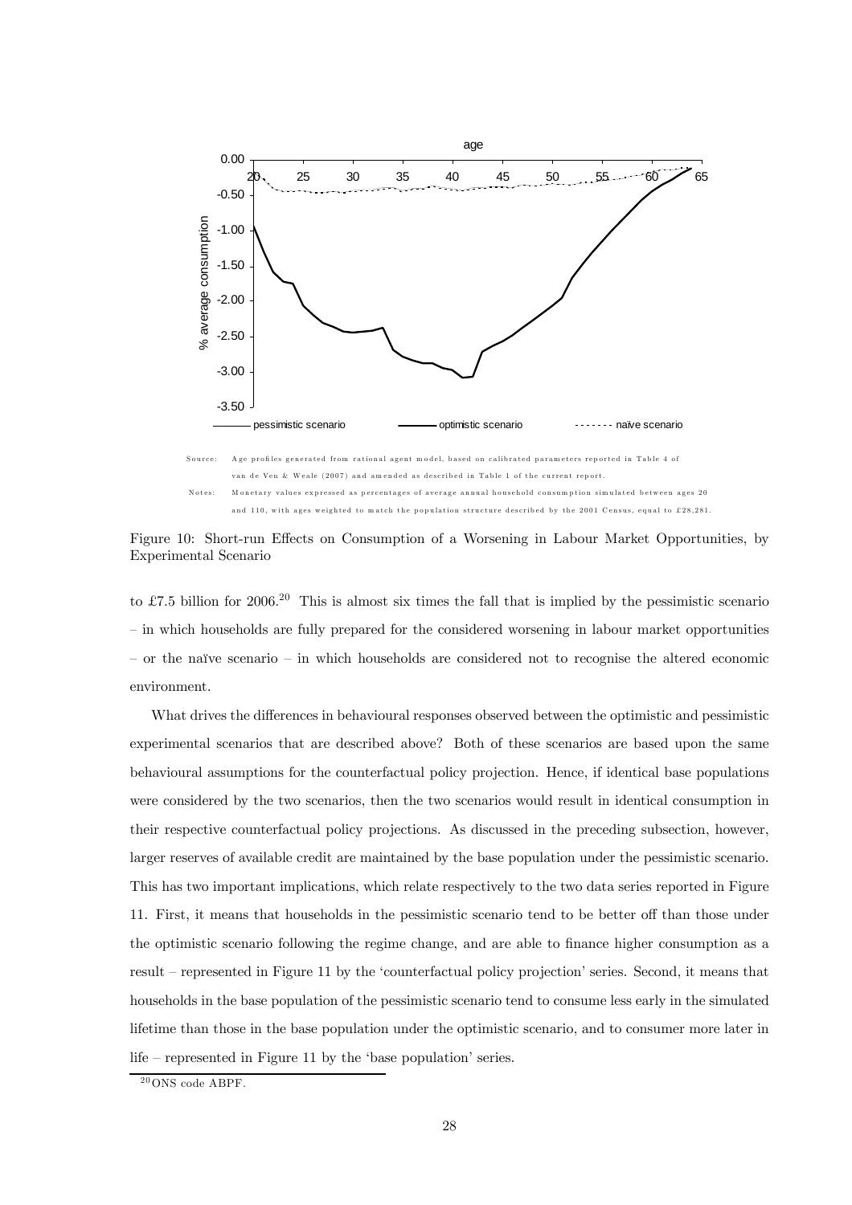Source: Age profiles generated from rational agent model, based on calibrated parameters reported in Table 4 of van de Ven & Weale (2007) and amended as described in Table 1 of the current report.

Notes: Monetary values expressed as percentages of average annual household consumption simulated between ages 20 and 110, with ages weighted to match the population structure described by the 2001 Census, equal to £28,281.

Figure 10: Short-run Effects on Consumption of a Worsening in Labour Market Opportunities, by Experimental Scenario

to £7.5 billion for 2006.[20] This is almost six times the fall that is implied by the pessimistic scenario – in which households are fully prepared for the considered worsening in labour market opportunities – or the naïve scenario – in which households are considered not to recognise the altered economic environment.

What drives the differences in behavioural responses observed between the optimistic and pessimistic experimental scenarios that are described above? Both of these scenarios are based upon the same behavioural assumptions for the counterfactual policy projection. Hence, if identical base populations were considered by the two scenarios, then the two scenarios would result in identical consumption in their respective counterfactual policy projections. As discussed in the preceding subsection, however, larger reserves of available credit are maintained by the base population under the pessimistic scenario. This has two important implications, which relate respectively to the two data series reported in Figure 11. First, it means that households in the pessimistic scenario tend to be better off than those under the optimistic scenario following the regime change, and are able to finance higher consumption as a result – represented in Figure 11 by the 'counterfactual policy projection' series. Second, it means that households in the base population of the pessimistic scenario tend to consume less early in the simulated lifetime than those in the base population under the optimistic scenario, and to consumer more later in life – represented in Figure 11 by the 'base population' series.

[20] ONS code ABPF.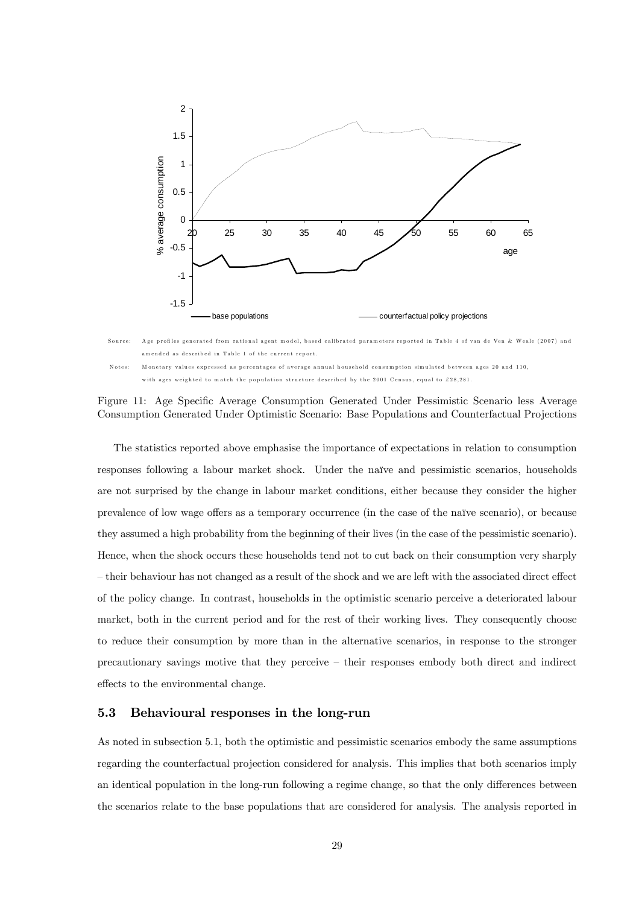Source: Age profiles generated from rational agent model, based calibrated parameters reported in Table 4 of van de Ven & Weale (2007) and amended as described in Table 1 of the current report.

Notes: Monetary values expressed as percentages of average annual household consumption simulated between ages 20 and 110, with ages weighted to match the population structure described by the 2001 Census, equal to £28,281.

Figure 11: Age Specific Average Consumption Generated Under Pessimistic Scenario less Average Consumption Generated Under Optimistic Scenario: Base Populations and Counterfactual Projections

The statistics reported above emphasise the importance of expectations in relation to consumption responses following a labour market shock. Under the naïve and pessimistic scenarios, households are not surprised by the change in labour market conditions, either because they consider the higher prevalence of low wage offers as a temporary occurrence (in the case of the naïve scenario), or because they assumed a high probability from the beginning of their lives (in the case of the pessimistic scenario). Hence, when the shock occurs these households tend not to cut back on their consumption very sharply – their behaviour has not changed as a result of the shock and we are left with the associated direct effect of the policy change. In contrast, households in the optimistic scenario perceive a deteriorated labour market, both in the current period and for the rest of their working lives. They consequently choose to reduce their consumption by more than in the alternative scenarios, in response to the stronger precautionary savings motive that they perceive – their responses embody both direct and indirect effects to the environmental change.

### 5.3 Behavioural responses in the long-run

As noted in subsection 5.1, both the optimistic and pessimistic scenarios embody the same assumptions regarding the counterfactual projection considered for analysis. This implies that both scenarios imply an identical population in the long-run following a regime change, so that the only differences between the scenarios relate to the base populations that are considered for analysis. The analysis reported in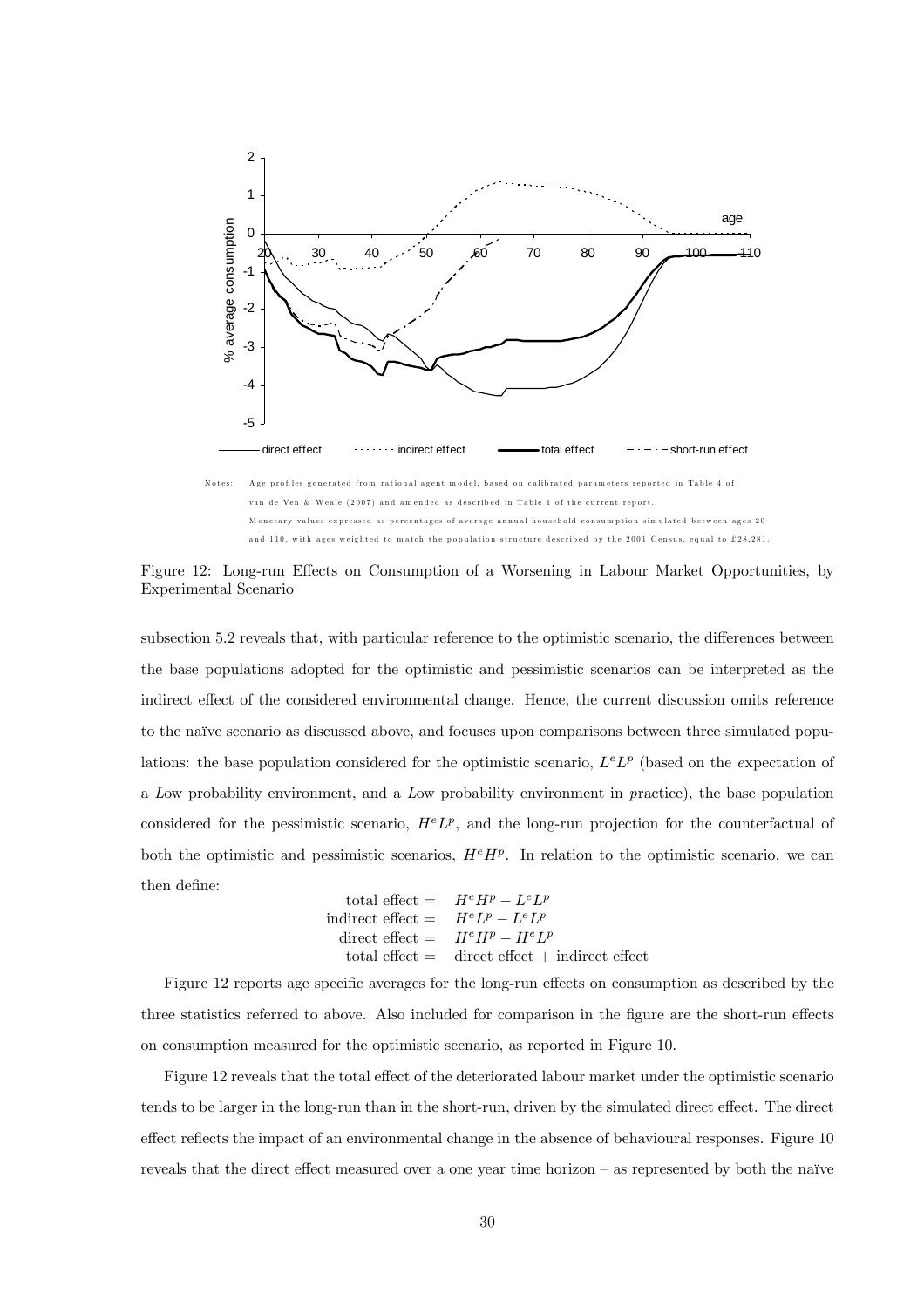Notes: Age profiles generated from rational agent model, based on calibrated parameters reported in Table 4 of van de Ven & Weale (2007) and amended as described in Table 1 of the current report. Monetary values expressed as percentages of average annual household consumption simulated between ages 20 and 110, with ages weighted to match the population structure described by the 2001 Census, equal to £28,281.

Figure 12: Long-run Effects on Consumption of a Worsening in Labour Market Opportunities, by Experimental Scenario

subsection 5.2 reveals that, with particular reference to the optimistic scenario, the differences between the base populations adopted for the optimistic and pessimistic scenarios can be interpreted as the indirect effect of the considered environmental change. Hence, the current discussion omits reference to the naïve scenario as discussed above, and focuses upon comparisons between three simulated populations: the base population considered for the optimistic scenario, $L^eL^p$ (based on the *e*xpectation of a *L*ow probability environment, and a *L*ow probability environment in *p*ractice), the base population considered for the pessimistic scenario, $H^eL^p$, and the long-run projection for the counterfactual of both the optimistic and pessimistic scenarios, $H^eH^p$. In relation to the optimistic scenario, we can then define:

$$
\begin{aligned}
\text{total effect} &= \quad H^eH^p - L^eL^p \\
\text{indirect effect} &= \quad H^eL^p - L^eL^p \\
\text{direct effect} &= \quad H^eH^p - H^eL^p \\
\text{total effect} &= \quad \text{direct effect} + \text{indirect effect}
\end{aligned}
$$

Figure 12 reports age specific averages for the long-run effects on consumption as described by the three statistics referred to above. Also included for comparison in the figure are the short-run effects on consumption measured for the optimistic scenario, as reported in Figure 10.

Figure 12 reveals that the total effect of the deteriorated labour market under the optimistic scenario tends to be larger in the long-run than in the short-run, driven by the simulated direct effect. The direct effect reflects the impact of an environmental change in the absence of behavioural responses. Figure 10 reveals that the direct effect measured over a one year time horizon – as represented by both the naïve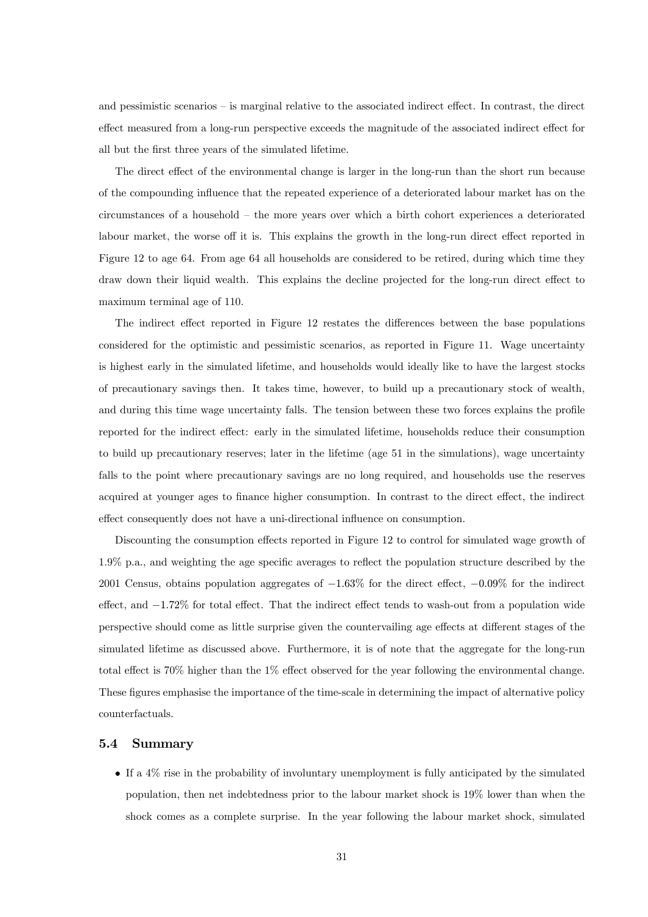and pessimistic scenarios – is marginal relative to the associated indirect effect. In contrast, the direct effect measured from a long-run perspective exceeds the magnitude of the associated indirect effect for all but the first three years of the simulated lifetime.

The direct effect of the environmental change is larger in the long-run than the short run because of the compounding influence that the repeated experience of a deteriorated labour market has on the circumstances of a household – the more years over which a birth cohort experiences a deteriorated labour market, the worse off it is. This explains the growth in the long-run direct effect reported in Figure 12 to age 64. From age 64 all households are considered to be retired, during which time they draw down their liquid wealth. This explains the decline projected for the long-run direct effect to maximum terminal age of 110.

The indirect effect reported in Figure 12 restates the differences between the base populations considered for the optimistic and pessimistic scenarios, as reported in Figure 11. Wage uncertainty is highest early in the simulated lifetime, and households would ideally like to have the largest stocks of precautionary savings then. It takes time, however, to build up a precautionary stock of wealth, and during this time wage uncertainty falls. The tension between these two forces explains the profile reported for the indirect effect: early in the simulated lifetime, households reduce their consumption to build up precautionary reserves; later in the lifetime (age 51 in the simulations), wage uncertainty falls to the point where precautionary savings are no long required, and households use the reserves acquired at younger ages to finance higher consumption. In contrast to the direct effect, the indirect effect consequently does not have a uni-directional influence on consumption.

Discounting the consumption effects reported in Figure 12 to control for simulated wage growth of 1.9% p.a., and weighting the age specific averages to reflect the population structure described by the 2001 Census, obtains population aggregates of $-1.63\%$ for the direct effect, $-0.09\%$ for the indirect effect, and $-1.72\%$ for total effect. That the indirect effect tends to wash-out from a population wide perspective should come as little surprise given the countervailing age effects at different stages of the simulated lifetime as discussed above. Furthermore, it is of note that the aggregate for the long-run total effect is 70% higher than the 1% effect observed for the year following the environmental change. These figures emphasise the importance of the time-scale in determining the impact of alternative policy counterfactuals.

### 5.4 Summary

- If a 4% rise in the probability of involuntary unemployment is fully anticipated by the simulated population, then net indebtedness prior to the labour market shock is 19% lower than when the shock comes as a complete surprise. In the year following the labour market shock, simulated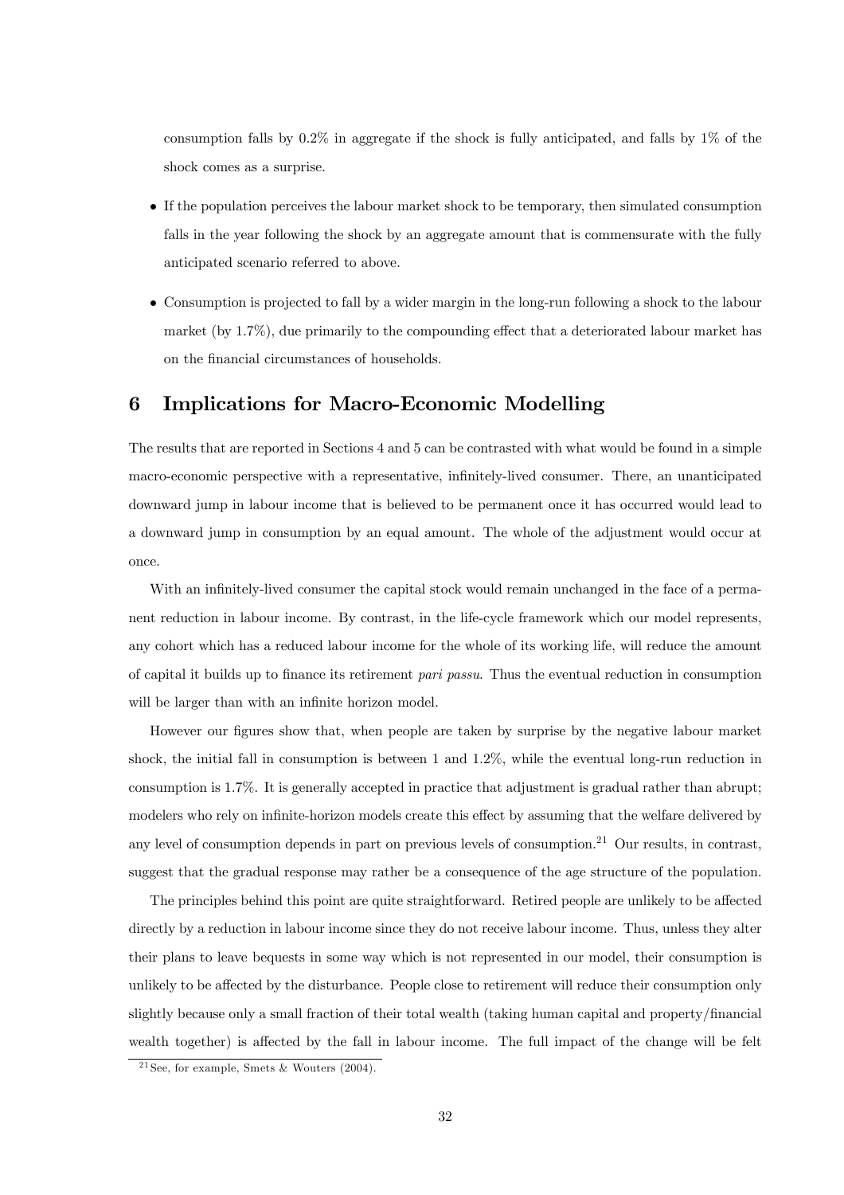consumption falls by 0.2% in aggregate if the shock is fully anticipated, and falls by 1% of the shock comes as a surprise.

- If the population perceives the labour market shock to be temporary, then simulated consumption falls in the year following the shock by an aggregate amount that is commensurate with the fully anticipated scenario referred to above.
- Consumption is projected to fall by a wider margin in the long-run following a shock to the labour market (by 1.7%), due primarily to the compounding effect that a deteriorated labour market has on the financial circumstances of households.

# 6 Implications for Macro-Economic Modelling

The results that are reported in Sections 4 and 5 can be contrasted with what would be found in a simple macro-economic perspective with a representative, infinitely-lived consumer. There, an unanticipated downward jump in labour income that is believed to be permanent once it has occurred would lead to a downward jump in consumption by an equal amount. The whole of the adjustment would occur at once.

With an infinitely-lived consumer the capital stock would remain unchanged in the face of a permanent reduction in labour income. By contrast, in the life-cycle framework which our model represents, any cohort which has a reduced labour income for the whole of its working life, will reduce the amount of capital it builds up to finance its retirement *pari passu*. Thus the eventual reduction in consumption will be larger than with an infinite horizon model.

However our figures show that, when people are taken by surprise by the negative labour market shock, the initial fall in consumption is between 1 and 1.2%, while the eventual long-run reduction in consumption is 1.7%. It is generally accepted in practice that adjustment is gradual rather than abrupt; modelers who rely on infinite-horizon models create this effect by assuming that the welfare delivered by any level of consumption depends in part on previous levels of consumption.[21] Our results, in contrast, suggest that the gradual response may rather be a consequence of the age structure of the population.

The principles behind this point are quite straightforward. Retired people are unlikely to be affected directly by a reduction in labour income since they do not receive labour income. Thus, unless they alter their plans to leave bequests in some way which is not represented in our model, their consumption is unlikely to be affected by the disturbance. People close to retirement will reduce their consumption only slightly because only a small fraction of their total wealth (taking human capital and property/financial wealth together) is affected by the fall in labour income. The full impact of the change will be felt

[21] See, for example, Smets & Wouters (2004).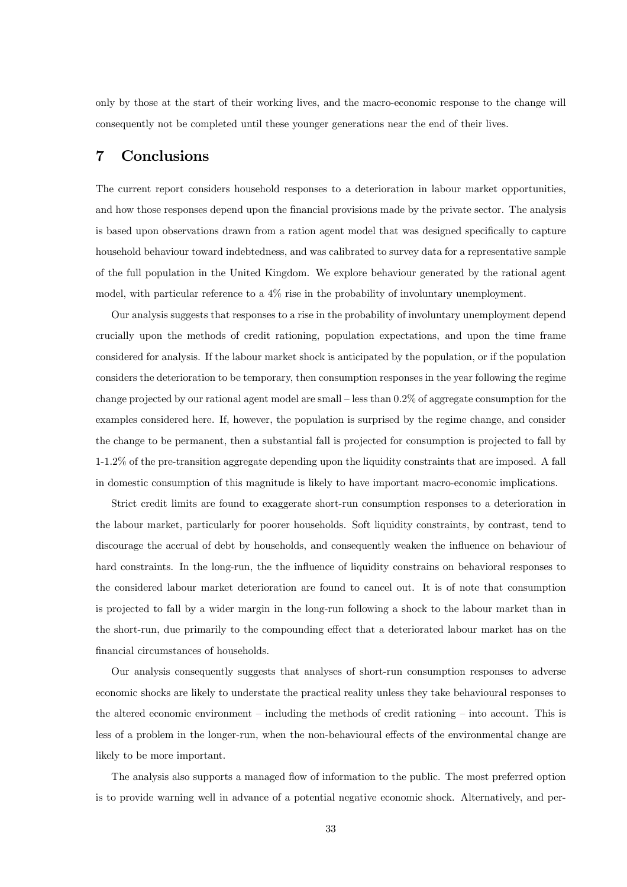only by those at the start of their working lives, and the macro-economic response to the change will consequently not be completed until these younger generations near the end of their lives.

## 7 Conclusions

The current report considers household responses to a deterioration in labour market opportunities, and how those responses depend upon the financial provisions made by the private sector. The analysis is based upon observations drawn from a ration agent model that was designed specifically to capture household behaviour toward indebtedness, and was calibrated to survey data for a representative sample of the full population in the United Kingdom. We explore behaviour generated by the rational agent model, with particular reference to a 4% rise in the probability of involuntary unemployment.

Our analysis suggests that responses to a rise in the probability of involuntary unemployment depend crucially upon the methods of credit rationing, population expectations, and upon the time frame considered for analysis. If the labour market shock is anticipated by the population, or if the population considers the deterioration to be temporary, then consumption responses in the year following the regime change projected by our rational agent model are small – less than 0.2% of aggregate consumption for the examples considered here. If, however, the population is surprised by the regime change, and consider the change to be permanent, then a substantial fall is projected for consumption is projected to fall by 1-1.2% of the pre-transition aggregate depending upon the liquidity constraints that are imposed. A fall in domestic consumption of this magnitude is likely to have important macro-economic implications.

Strict credit limits are found to exaggerate short-run consumption responses to a deterioration in the labour market, particularly for poorer households. Soft liquidity constraints, by contrast, tend to discourage the accrual of debt by households, and consequently weaken the influence on behaviour of hard constraints. In the long-run, the the influence of liquidity constrains on behavioral responses to the considered labour market deterioration are found to cancel out. It is of note that consumption is projected to fall by a wider margin in the long-run following a shock to the labour market than in the short-run, due primarily to the compounding effect that a deteriorated labour market has on the financial circumstances of households.

Our analysis consequently suggests that analyses of short-run consumption responses to adverse economic shocks are likely to understate the practical reality unless they take behavioural responses to the altered economic environment – including the methods of credit rationing – into account. This is less of a problem in the longer-run, when the non-behavioural effects of the environmental change are likely to be more important.

The analysis also supports a managed flow of information to the public. The most preferred option is to provide warning well in advance of a potential negative economic shock. Alternatively, and per-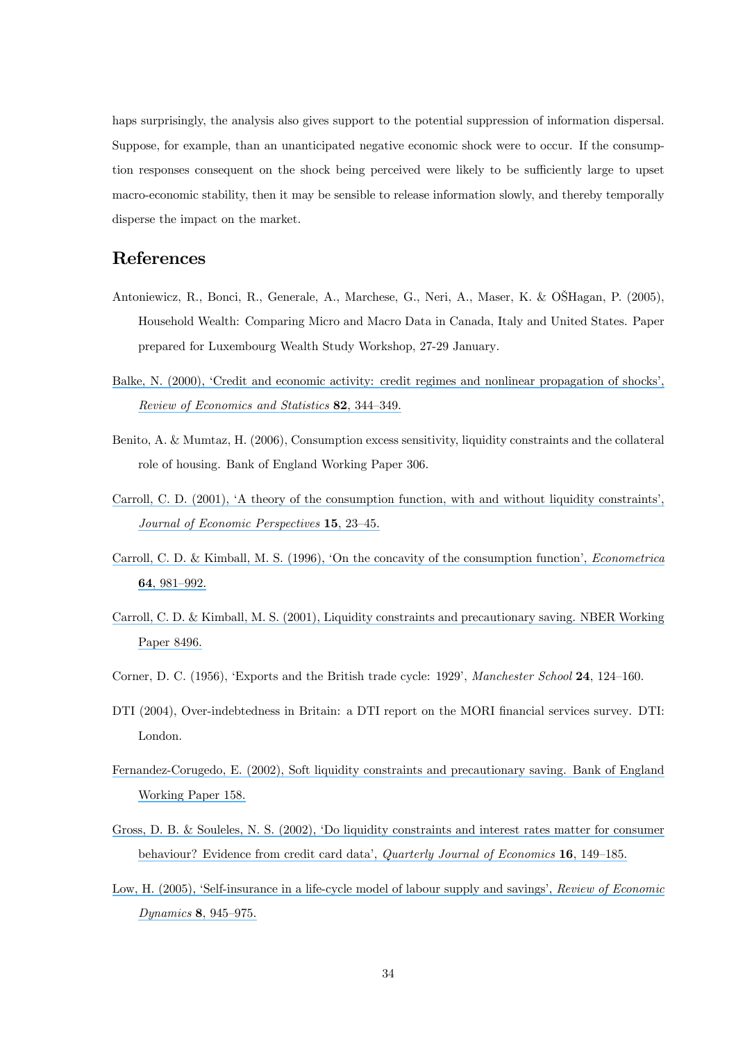haps surprisingly, the analysis also gives support to the potential suppression of information dispersal. Suppose, for example, than an unanticipated negative economic shock were to occur. If the consumption responses consequent on the shock being perceived were likely to be sufficiently large to upset macro-economic stability, then it may be sensible to release information slowly, and thereby temporally disperse the impact on the market.

## References

Antoniewicz, R., Bonci, R., Generale, A., Marchese, G., Neri, A., Maser, K. & OŠHagan, P. (2005), Household Wealth: Comparing Micro and Macro Data in Canada, Italy and United States. Paper prepared for Luxembourg Wealth Study Workshop, 27-29 January.

Balke, N. (2000), 'Credit and economic activity: credit regimes and nonlinear propagation of shocks', *Review of Economics and Statistics* **82**, 344–349.

Benito, A. & Mumtaz, H. (2006), Consumption excess sensitivity, liquidity constraints and the collateral role of housing. Bank of England Working Paper 306.

Carroll, C. D. (2001), 'A theory of the consumption function, with and without liquidity constraints', *Journal of Economic Perspectives* **15**, 23–45.

Carroll, C. D. & Kimball, M. S. (1996), 'On the concavity of the consumption function', *Econometrica* **64**, 981–992.

Carroll, C. D. & Kimball, M. S. (2001), Liquidity constraints and precautionary saving. NBER Working Paper 8496.

Corner, D. C. (1956), 'Exports and the British trade cycle: 1929', *Manchester School* **24**, 124–160.

DTI (2004), Over-indebtedness in Britain: a DTI report on the MORI financial services survey. DTI: London.

Fernandez-Corugedo, E. (2002), Soft liquidity constraints and precautionary saving. Bank of England Working Paper 158.

Gross, D. B. & Souleles, N. S. (2002), 'Do liquidity constraints and interest rates matter for consumer behaviour? Evidence from credit card data', *Quarterly Journal of Economics* **16**, 149–185.

Low, H. (2005), 'Self-insurance in a life-cycle model of labour supply and savings', *Review of Economic Dynamics* **8**, 945–975.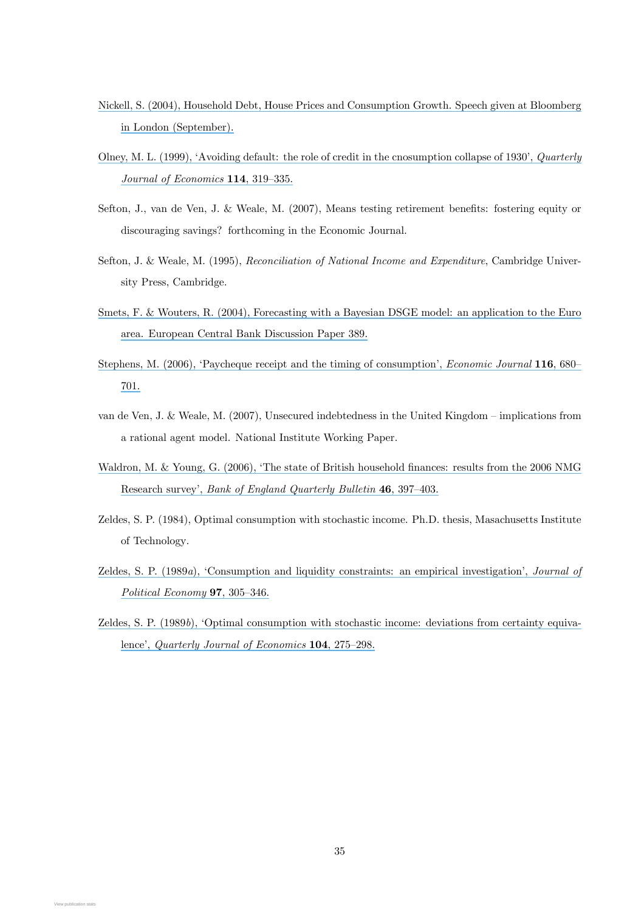Nickell, S. (2004), Household Debt, House Prices and Consumption Growth. Speech given at Bloomberg in London (September).

Olney, M. L. (1999), 'Avoiding default: the role of credit in the cnosumption collapse of 1930', *Quarterly Journal of Economics* **114**, 319–335.

Sefton, J., van de Ven, J. & Weale, M. (2007), Means testing retirement benefits: fostering equity or discouraging savings? forthcoming in the Economic Journal.

Sefton, J. & Weale, M. (1995), *Reconciliation of National Income and Expenditure*, Cambridge University Press, Cambridge.

Smets, F. & Wouters, R. (2004), Forecasting with a Bayesian DSGE model: an application to the Euro area. European Central Bank Discussion Paper 389.

Stephens, M. (2006), 'Paycheque receipt and the timing of consumption', *Economic Journal* **116**, 680–701.

van de Ven, J. & Weale, M. (2007), Unsecured indebtedness in the United Kingdom – implications from a rational agent model. National Institute Working Paper.

Waldron, M. & Young, G. (2006), 'The state of British household finances: results from the 2006 NMG Research survey', *Bank of England Quarterly Bulletin* **46**, 397–403.

Zeldes, S. P. (1984), Optimal consumption with stochastic income. Ph.D. thesis, Masachusetts Institute of Technology.

Zeldes, S. P. (1989*a*), 'Consumption and liquidity constraints: an empirical investigation', *Journal of Political Economy* **97**, 305–346.

Zeldes, S. P. (1989*b*), 'Optimal consumption with stochastic income: deviations from certainty equivalence', *Quarterly Journal of Economics* **104**, 275–298.